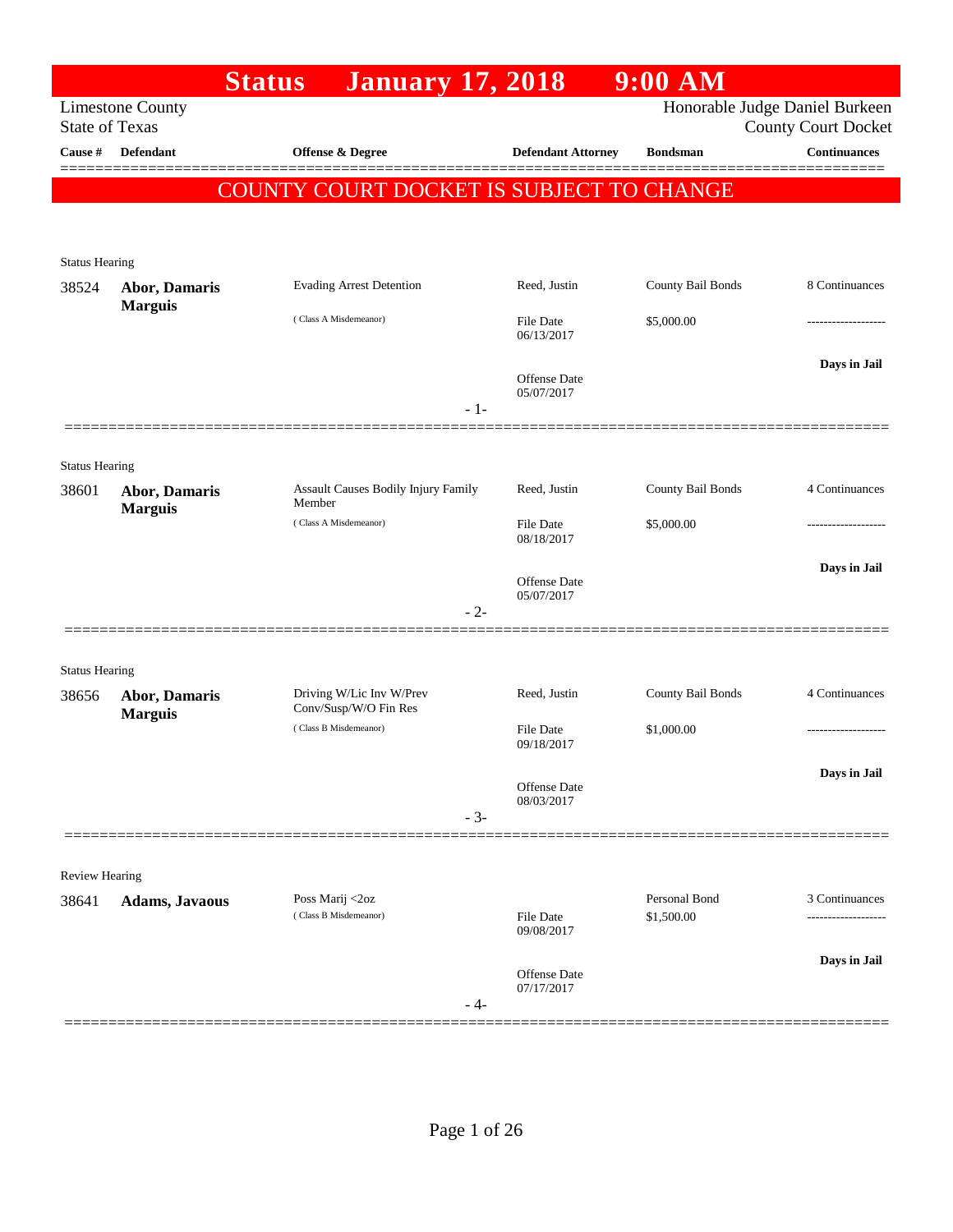# Status January 17, 2018 9:00 AM

Limestone County
State of Texas

Honorable Judge Daniel Burkeen
County Court Docket

**COUNTY COURT DOCKET IS SUBJECT TO CHANGE**

| Cause # | Defendant | Offense & Degree | Defendant Attorney | Bondsman | Continuances |
|---|---|---|---|---|---|
| Status Hearing | | | | | |
| 38524 | **Abor, Damaris Marguis** | Evading Arrest Detention (Class A Misdemeanor) | Reed, Justin<br>File Date 06/13/2017<br>Offense Date 05/07/2017 | County Bail Bonds<br>$5,000.00 | 8 Continuances<br>-------------------<br>**Days in Jail** |
| - 1- | | | | | |
| Status Hearing | | | | | |
| 38601 | **Abor, Damaris Marguis** | Assault Causes Bodily Injury Family Member (Class A Misdemeanor) | Reed, Justin<br>File Date 08/18/2017<br>Offense Date 05/07/2017 | County Bail Bonds<br>$5,000.00 | 4 Continuances<br>-------------------<br>**Days in Jail** |
| - 2- | | | | | |
| Status Hearing | | | | | |
| 38656 | **Abor, Damaris Marguis** | Driving W/Lic Inv W/Prev Conv/Susp/W/O Fin Res (Class B Misdemeanor) | Reed, Justin<br>File Date 09/18/2017<br>Offense Date 08/03/2017 | County Bail Bonds<br>$1,000.00 | 4 Continuances<br>-------------------<br>**Days in Jail** |
| - 3- | | | | | |
| Review Hearing | | | | | |
| 38641 | **Adams, Javaous** | Poss Marij <2oz (Class B Misdemeanor) | File Date 09/08/2017<br>Offense Date 07/17/2017 | Personal Bond<br>$1,500.00 | 3 Continuances<br>-------------------<br>**Days in Jail** |
| - 4- | | | | | |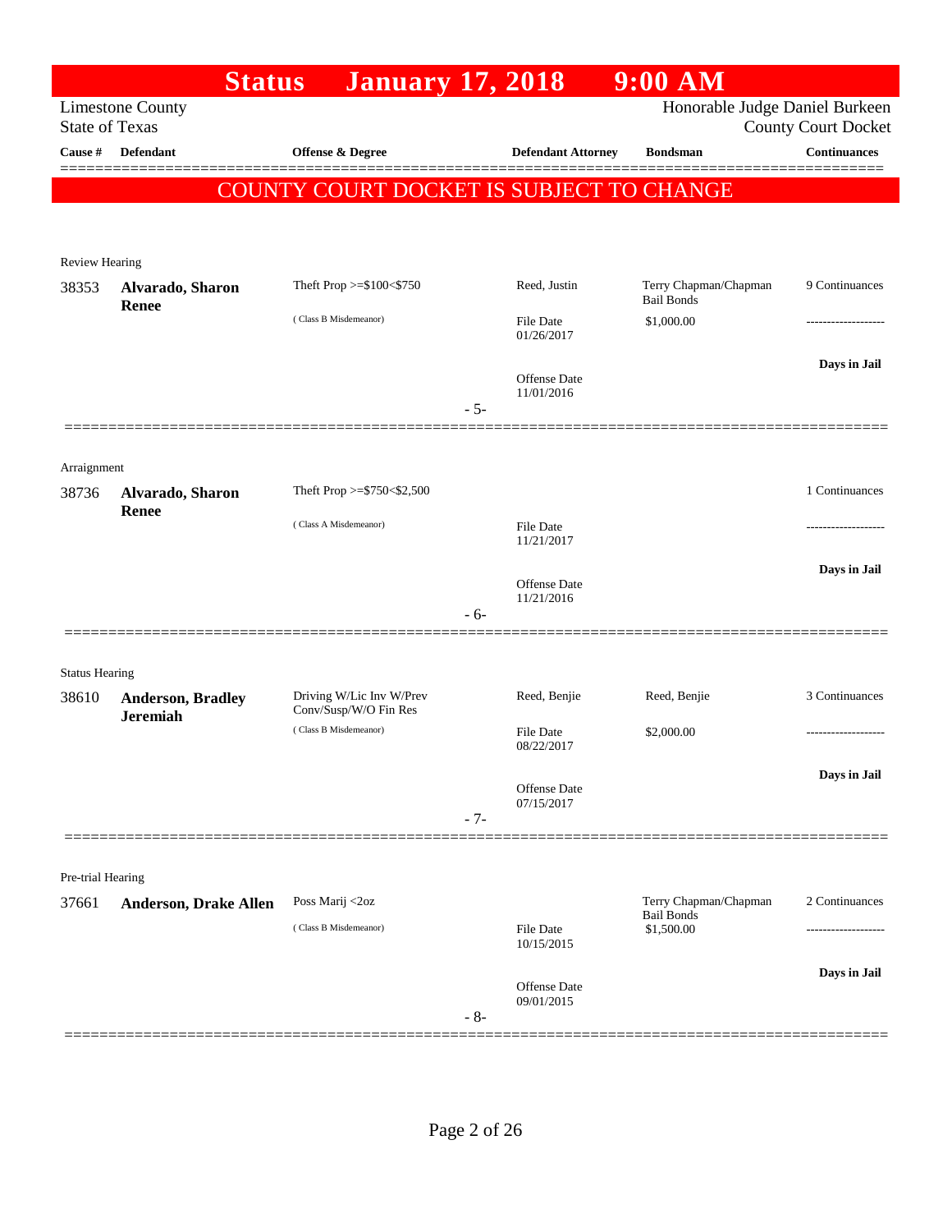# Status January 17, 2018 9:00 AM

Limestone County
State of Texas

Honorable Judge Daniel Burkeen
County Court Docket

| Cause # | Defendant | Offense & Degree | Defendant Attorney | Bondsman | Continuances |
|---|---|---|---|---|---|

**COUNTY COURT DOCKET IS SUBJECT TO CHANGE**

Review Hearing

| Cause # | Defendant | Offense & Degree | Defendant Attorney | Bondsman | Continuances |
|---|---|---|---|---|---|
| 38353 | **Alvarado, Sharon Renee** | Theft Prop >=$100<$750 (Class B Misdemeanor) | Reed, Justin<br>File Date 01/26/2017<br>Offense Date 11/01/2016 | Terry Chapman/Chapman Bail Bonds<br>$1,000.00 | 9 Continuances<br>-------------------<br>**Days in Jail** |

- 5-

Arraignment

| Cause # | Defendant | Offense & Degree | Defendant Attorney | Bondsman | Continuances |
|---|---|---|---|---|---|
| 38736 | **Alvarado, Sharon Renee** | Theft Prop >=$750<$2,500 (Class A Misdemeanor) | File Date 11/21/2017<br>Offense Date 11/21/2016 | | 1 Continuances<br>-------------------<br>**Days in Jail** |

- 6-

Status Hearing

| Cause # | Defendant | Offense & Degree | Defendant Attorney | Bondsman | Continuances |
|---|---|---|---|---|---|
| 38610 | **Anderson, Bradley Jeremiah** | Driving W/Lic Inv W/Prev Conv/Susp/W/O Fin Res (Class B Misdemeanor) | Reed, Benjie<br>File Date 08/22/2017<br>Offense Date 07/15/2017 | Reed, Benjie<br>$2,000.00 | 3 Continuances<br>-------------------<br>**Days in Jail** |

- 7-

Pre-trial Hearing

| Cause # | Defendant | Offense & Degree | Defendant Attorney | Bondsman | Continuances |
|---|---|---|---|---|---|
| 37661 | **Anderson, Drake Allen** | Poss Marij <2oz (Class B Misdemeanor) | File Date 10/15/2015<br>Offense Date 09/01/2015 | Terry Chapman/Chapman Bail Bonds<br>$1,500.00 | 2 Continuances<br>-------------------<br>**Days in Jail** |

- 8-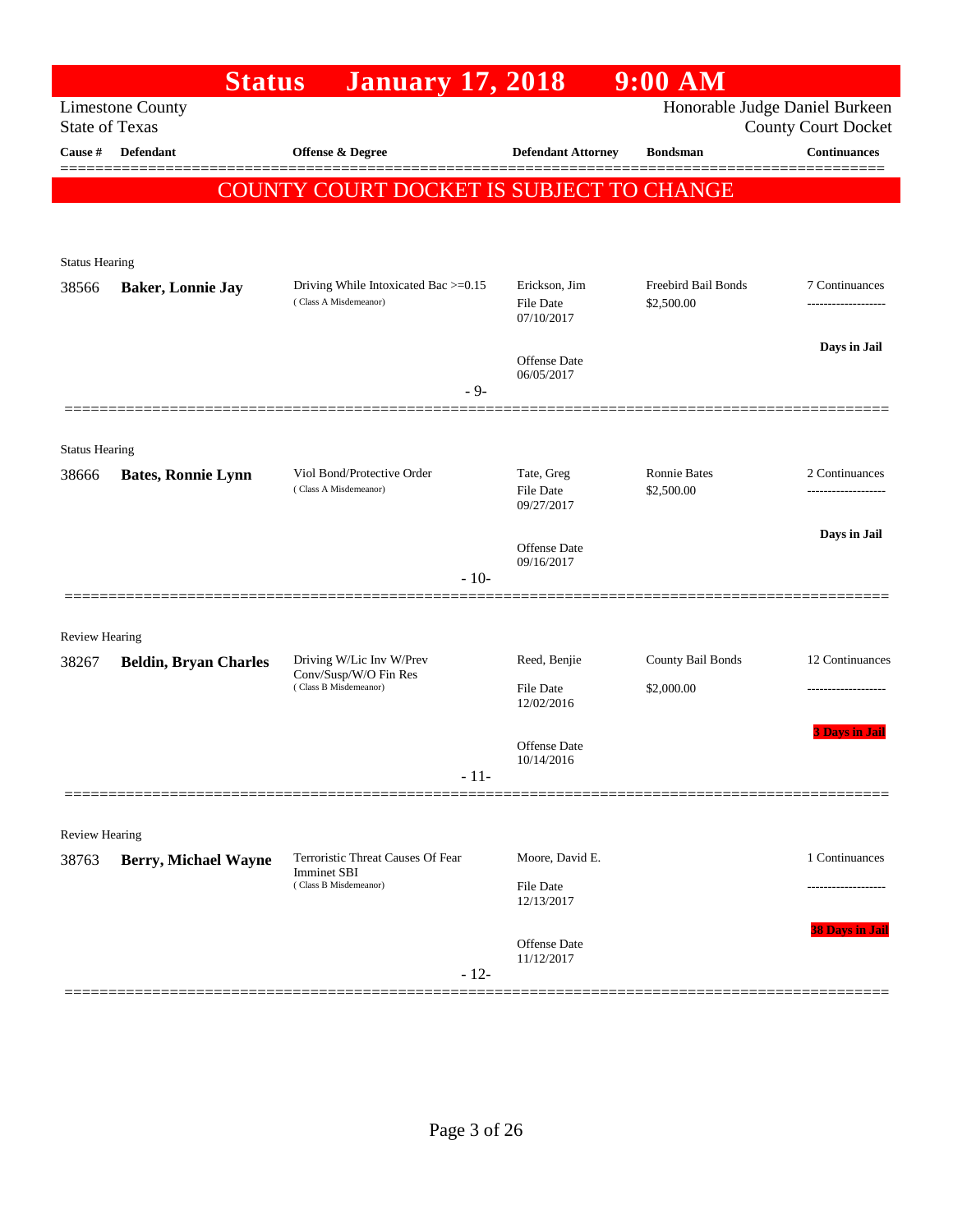# Status January 17, 2018 9:00 AM

Limestone County
State of Texas

Honorable Judge Daniel Burkeen
County Court Docket

| Cause # | Defendant | Offense & Degree | Defendant Attorney | Bondsman | Continuances |
|---|---|---|---|---|---|

**COUNTY COURT DOCKET IS SUBJECT TO CHANGE**

Status Hearing

| Cause # | Defendant | Offense & Degree | Defendant Attorney | Bondsman | Continuances |
|---|---|---|---|---|---|
| 38566 | **Baker, Lonnie Jay** | Driving While Intoxicated Bac >=0.15 (Class A Misdemeanor) | Erickson, Jim<br>File Date 07/10/2017<br>Offense Date 06/05/2017 | Freebird Bail Bonds<br>$2,500.00 | 7 Continuances<br>**Days in Jail** |

- 9-

Status Hearing

| Cause # | Defendant | Offense & Degree | Defendant Attorney | Bondsman | Continuances |
|---|---|---|---|---|---|
| 38666 | **Bates, Ronnie Lynn** | Viol Bond/Protective Order (Class A Misdemeanor) | Tate, Greg<br>File Date 09/27/2017<br>Offense Date 09/16/2017 | Ronnie Bates<br>$2,500.00 | 2 Continuances<br>**Days in Jail** |

- 10-

Review Hearing

| Cause # | Defendant | Offense & Degree | Defendant Attorney | Bondsman | Continuances |
|---|---|---|---|---|---|
| 38267 | **Beldin, Bryan Charles** | Driving W/Lic Inv W/Prev Conv/Susp/W/O Fin Res (Class B Misdemeanor) | Reed, Benjie<br>File Date 12/02/2016<br>Offense Date 10/14/2016 | County Bail Bonds<br>$2,000.00 | 12 Continuances<br>**3 Days in Jail** |

- 11-

Review Hearing

| Cause # | Defendant | Offense & Degree | Defendant Attorney | Bondsman | Continuances |
|---|---|---|---|---|---|
| 38763 | **Berry, Michael Wayne** | Terroristic Threat Causes Of Fear Imminet SBI (Class B Misdemeanor) | Moore, David E.<br>File Date 12/13/2017<br>Offense Date 11/12/2017 | | 1 Continuances<br>**38 Days in Jail** |

- 12-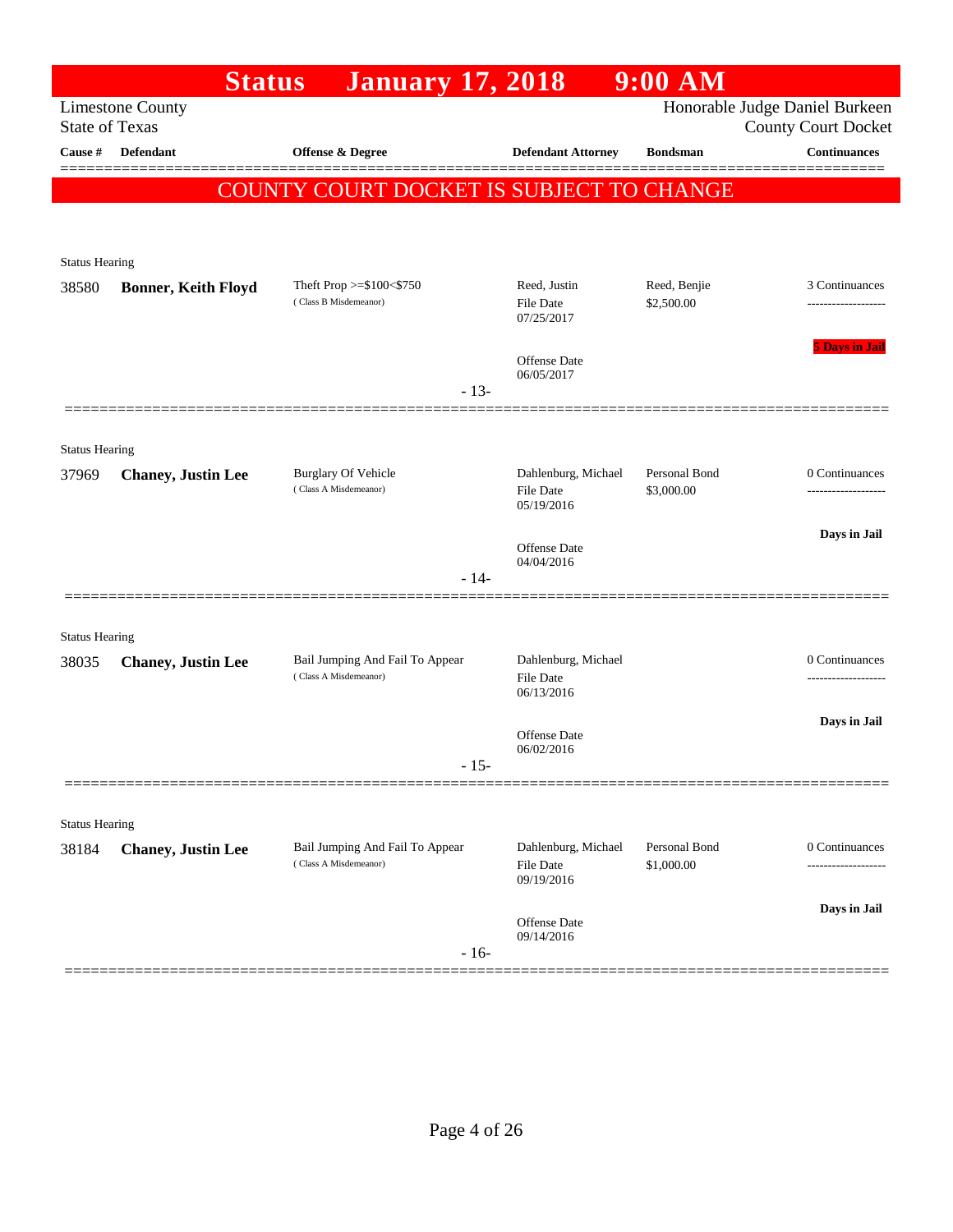# Status January 17, 2018 9:00 AM

Limestone County
State of Texas

Honorable Judge Daniel Burkeen
County Court Docket

| Cause # | Defendant | Offense & Degree | Defendant Attorney | Bondsman | Continuances |
|---|---|---|---|---|---|

**COUNTY COURT DOCKET IS SUBJECT TO CHANGE**

Status Hearing

| Cause # | Defendant | Offense & Degree | Defendant Attorney | Bondsman | Continuances |
|---|---|---|---|---|---|
| 38580 | **Bonner, Keith Floyd** | Theft Prop >=$100<$750 (Class B Misdemeanor) | Reed, Justin<br>File Date 07/25/2017<br>Offense Date 06/05/2017 | Reed, Benjie<br>$2,500.00 | 3 Continuances<br>5 Days in Jail |

- 13-

Status Hearing

| Cause # | Defendant | Offense & Degree | Defendant Attorney | Bondsman | Continuances |
|---|---|---|---|---|---|
| 37969 | **Chaney, Justin Lee** | Burglary Of Vehicle (Class A Misdemeanor) | Dahlenburg, Michael<br>File Date 05/19/2016<br>Offense Date 04/04/2016 | Personal Bond<br>$3,000.00 | 0 Continuances<br>Days in Jail |

- 14-

Status Hearing

| Cause # | Defendant | Offense & Degree | Defendant Attorney | Bondsman | Continuances |
|---|---|---|---|---|---|
| 38035 | **Chaney, Justin Lee** | Bail Jumping And Fail To Appear (Class A Misdemeanor) | Dahlenburg, Michael<br>File Date 06/13/2016<br>Offense Date 06/02/2016 | | 0 Continuances<br>Days in Jail |

- 15-

Status Hearing

| Cause # | Defendant | Offense & Degree | Defendant Attorney | Bondsman | Continuances |
|---|---|---|---|---|---|
| 38184 | **Chaney, Justin Lee** | Bail Jumping And Fail To Appear (Class A Misdemeanor) | Dahlenburg, Michael<br>File Date 09/19/2016<br>Offense Date 09/14/2016 | Personal Bond<br>$1,000.00 | 0 Continuances<br>Days in Jail |

- 16-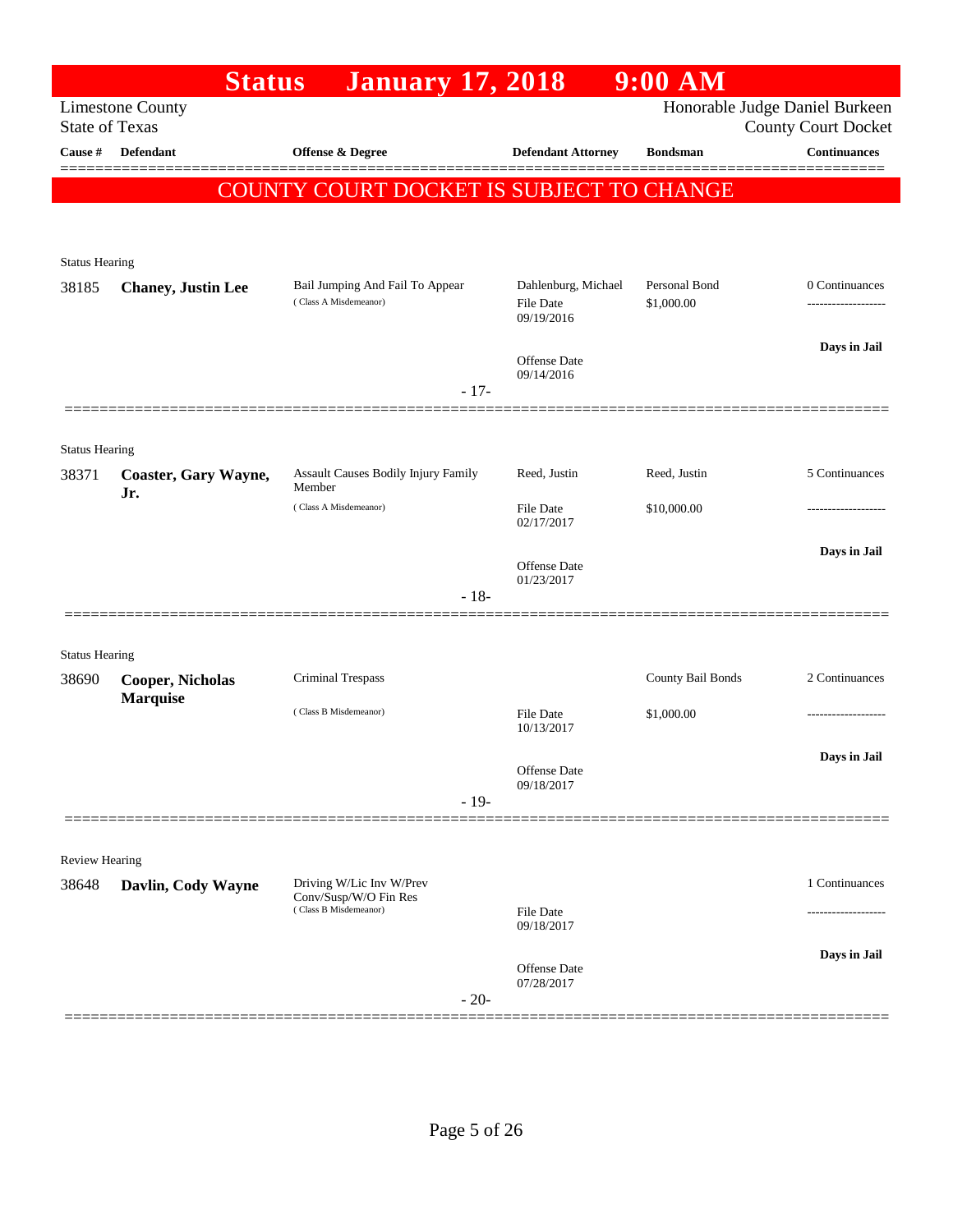# Status January 17, 2018 9:00 AM

Limestone County
State of Texas

Honorable Judge Daniel Burkeen
County Court Docket

| Cause # | Defendant | Offense & Degree | Defendant Attorney | Bondsman | Continuances |
|---|---|---|---|---|---|

**COUNTY COURT DOCKET IS SUBJECT TO CHANGE**

Status Hearing

| Cause # | Defendant | Offense & Degree | Defendant Attorney | Bondsman | Continuances |
|---|---|---|---|---|---|
| 38185 | **Chaney, Justin Lee** | Bail Jumping And Fail To Appear (Class A Misdemeanor) | Dahlenburg, Michael<br>File Date 09/19/2016<br>Offense Date 09/14/2016 | Personal Bond<br>$1,000.00 | 0 Continuances<br>-------------------<br>**Days in Jail** |

- 17-

Status Hearing

| Cause # | Defendant | Offense & Degree | Defendant Attorney | Bondsman | Continuances |
|---|---|---|---|---|---|
| 38371 | **Coaster, Gary Wayne, Jr.** | Assault Causes Bodily Injury Family Member (Class A Misdemeanor) | Reed, Justin<br>File Date 02/17/2017<br>Offense Date 01/23/2017 | Reed, Justin<br>$10,000.00 | 5 Continuances<br>-------------------<br>**Days in Jail** |

- 18-

Status Hearing

| Cause # | Defendant | Offense & Degree | Defendant Attorney | Bondsman | Continuances |
|---|---|---|---|---|---|
| 38690 | **Cooper, Nicholas Marquise** | Criminal Trespass (Class B Misdemeanor) | File Date 10/13/2017<br>Offense Date 09/18/2017 | County Bail Bonds<br>$1,000.00 | 2 Continuances<br>-------------------<br>**Days in Jail** |

- 19-

Review Hearing

| Cause # | Defendant | Offense & Degree | Defendant Attorney | Bondsman | Continuances |
|---|---|---|---|---|---|
| 38648 | **Davlin, Cody Wayne** | Driving W/Lic Inv W/Prev Conv/Susp/W/O Fin Res (Class B Misdemeanor) | File Date 09/18/2017<br>Offense Date 07/28/2017 | | 1 Continuances<br>-------------------<br>**Days in Jail** |

- 20-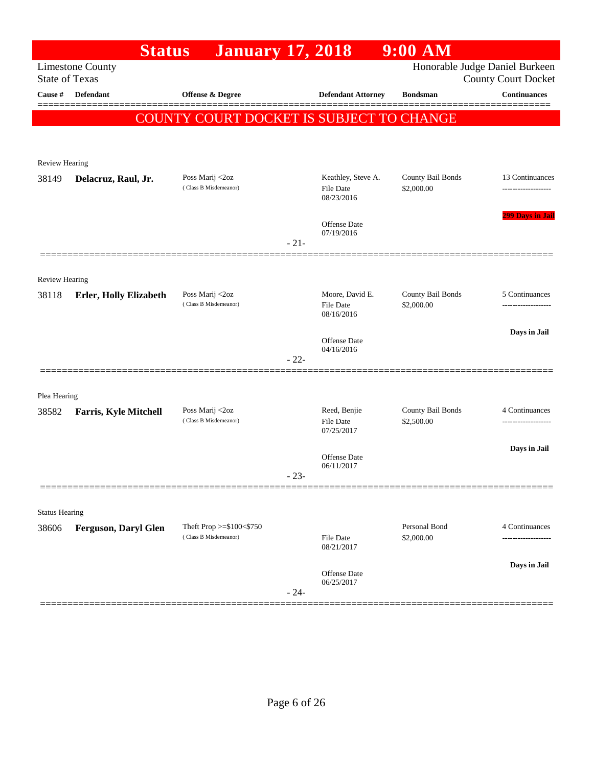# Status January 17, 2018 9:00 AM

Limestone County
State of Texas

Honorable Judge Daniel Burkeen
County Court Docket

| Cause # | Defendant | Offense & Degree | Defendant Attorney | Bondsman | Continuances |
|---|---|---|---|---|---|

**COUNTY COURT DOCKET IS SUBJECT TO CHANGE**

Review Hearing

| Cause # | Defendant | Offense & Degree | Defendant Attorney | Bondsman | Continuances |
|---|---|---|---|---|---|
| 38149 | **Delacruz, Raul, Jr.** | Poss Marij <2oz (Class B Misdemeanor) | Keathley, Steve A. File Date 08/23/2016 Offense Date 07/19/2016 | County Bail Bonds $2,000.00 | 13 Continuances; 299 Days in Jail |

- 21-

Review Hearing

| Cause # | Defendant | Offense & Degree | Defendant Attorney | Bondsman | Continuances |
|---|---|---|---|---|---|
| 38118 | **Erler, Holly Elizabeth** | Poss Marij <2oz (Class B Misdemeanor) | Moore, David E. File Date 08/16/2016 Offense Date 04/16/2016 | County Bail Bonds $2,000.00 | 5 Continuances; Days in Jail |

- 22-

Plea Hearing

| Cause # | Defendant | Offense & Degree | Defendant Attorney | Bondsman | Continuances |
|---|---|---|---|---|---|
| 38582 | **Farris, Kyle Mitchell** | Poss Marij <2oz (Class B Misdemeanor) | Reed, Benjie File Date 07/25/2017 Offense Date 06/11/2017 | County Bail Bonds $2,500.00 | 4 Continuances; Days in Jail |

- 23-

Status Hearing

| Cause # | Defendant | Offense & Degree | Defendant Attorney | Bondsman | Continuances |
|---|---|---|---|---|---|
| 38606 | **Ferguson, Daryl Glen** | Theft Prop >=$100<$750 (Class B Misdemeanor) | File Date 08/21/2017 Offense Date 06/25/2017 | Personal Bond $2,000.00 | 4 Continuances; Days in Jail |

- 24-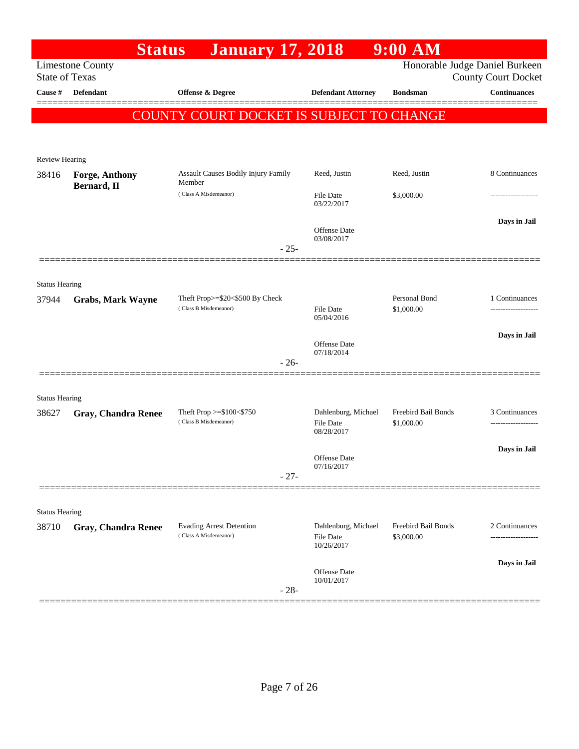# Status January 17, 2018 9:00 AM

Limestone County
State of Texas

Honorable Judge Daniel Burkeen
County Court Docket

| Cause # | Defendant | Offense & Degree | Defendant Attorney | Bondsman | Continuances |
|---|---|---|---|---|---|

## COUNTY COURT DOCKET IS SUBJECT TO CHANGE

**Review Hearing**

| Cause # | Defendant | Offense & Degree | Defendant Attorney | Bondsman | Continuances |
|---|---|---|---|---|---|
| 38416 | **Forge, Anthony Bernard, II** | Assault Causes Bodily Injury Family Member (Class A Misdemeanor) | Reed, Justin | Reed, Justin | 8 Continuances |
| | | | File Date 03/22/2017 | $3,000.00 | ------------------- |
| | | | Offense Date 03/08/2017 | | **Days in Jail** |

- 25-

**Status Hearing**

| Cause # | Defendant | Offense & Degree | Defendant Attorney | Bondsman | Continuances |
|---|---|---|---|---|---|
| 37944 | **Grabs, Mark Wayne** | Theft Prop>=$20<$500 By Check (Class B Misdemeanor) | | Personal Bond | 1 Continuances |
| | | | File Date 05/04/2016 | $1,000.00 | ------------------- |
| | | | Offense Date 07/18/2014 | | **Days in Jail** |

- 26-

**Status Hearing**

| Cause # | Defendant | Offense & Degree | Defendant Attorney | Bondsman | Continuances |
|---|---|---|---|---|---|
| 38627 | **Gray, Chandra Renee** | Theft Prop >=$100<$750 (Class B Misdemeanor) | Dahlenburg, Michael | Freebird Bail Bonds | 3 Continuances |
| | | | File Date 08/28/2017 | $1,000.00 | ------------------- |
| | | | Offense Date 07/16/2017 | | **Days in Jail** |

- 27-

**Status Hearing**

| Cause # | Defendant | Offense & Degree | Defendant Attorney | Bondsman | Continuances |
|---|---|---|---|---|---|
| 38710 | **Gray, Chandra Renee** | Evading Arrest Detention (Class A Misdemeanor) | Dahlenburg, Michael | Freebird Bail Bonds | 2 Continuances |
| | | | File Date 10/26/2017 | $3,000.00 | ------------------- |
| | | | Offense Date 10/01/2017 | | **Days in Jail** |

- 28-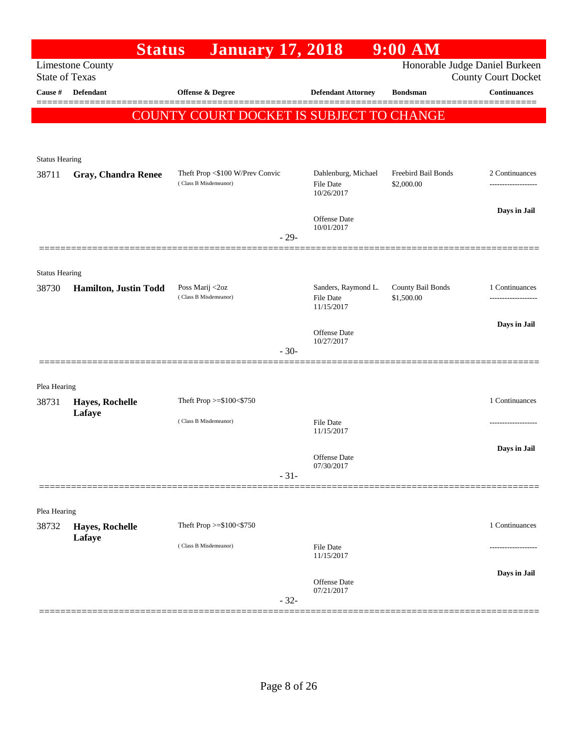# Status January 17, 2018 9:00 AM

Limestone County
State of Texas

Honorable Judge Daniel Burkeen
County Court Docket

| Cause # | Defendant | Offense & Degree | Defendant Attorney | Bondsman | Continuances |
|---|---|---|---|---|---|

**COUNTY COURT DOCKET IS SUBJECT TO CHANGE**

Status Hearing

| Cause # | Defendant | Offense & Degree | Defendant Attorney | Bondsman | Continuances |
|---|---|---|---|---|---|
| 38711 | **Gray, Chandra Renee** | Theft Prop <$100 W/Prev Convic (Class B Misdemeanor) | Dahlenburg, Michael<br>File Date 10/26/2017<br>Offense Date 10/01/2017 | Freebird Bail Bonds<br>$2,000.00 | 2 Continuances<br>-------------------<br>**Days in Jail** |

- 29-

Status Hearing

| Cause # | Defendant | Offense & Degree | Defendant Attorney | Bondsman | Continuances |
|---|---|---|---|---|---|
| 38730 | **Hamilton, Justin Todd** | Poss Marij <2oz (Class B Misdemeanor) | Sanders, Raymond L.<br>File Date 11/15/2017<br>Offense Date 10/27/2017 | County Bail Bonds<br>$1,500.00 | 1 Continuances<br>-------------------<br>**Days in Jail** |

- 30-

Plea Hearing

| Cause # | Defendant | Offense & Degree | Defendant Attorney | Bondsman | Continuances |
|---|---|---|---|---|---|
| 38731 | **Hayes, Rochelle Lafaye** | Theft Prop >=$100<$750 (Class B Misdemeanor) | File Date 11/15/2017<br>Offense Date 07/30/2017 | | 1 Continuances<br>-------------------<br>**Days in Jail** |

- 31-

Plea Hearing

| Cause # | Defendant | Offense & Degree | Defendant Attorney | Bondsman | Continuances |
|---|---|---|---|---|---|
| 38732 | **Hayes, Rochelle Lafaye** | Theft Prop >=$100<$750 (Class B Misdemeanor) | File Date 11/15/2017<br>Offense Date 07/21/2017 | | 1 Continuances<br>-------------------<br>**Days in Jail** |

- 32-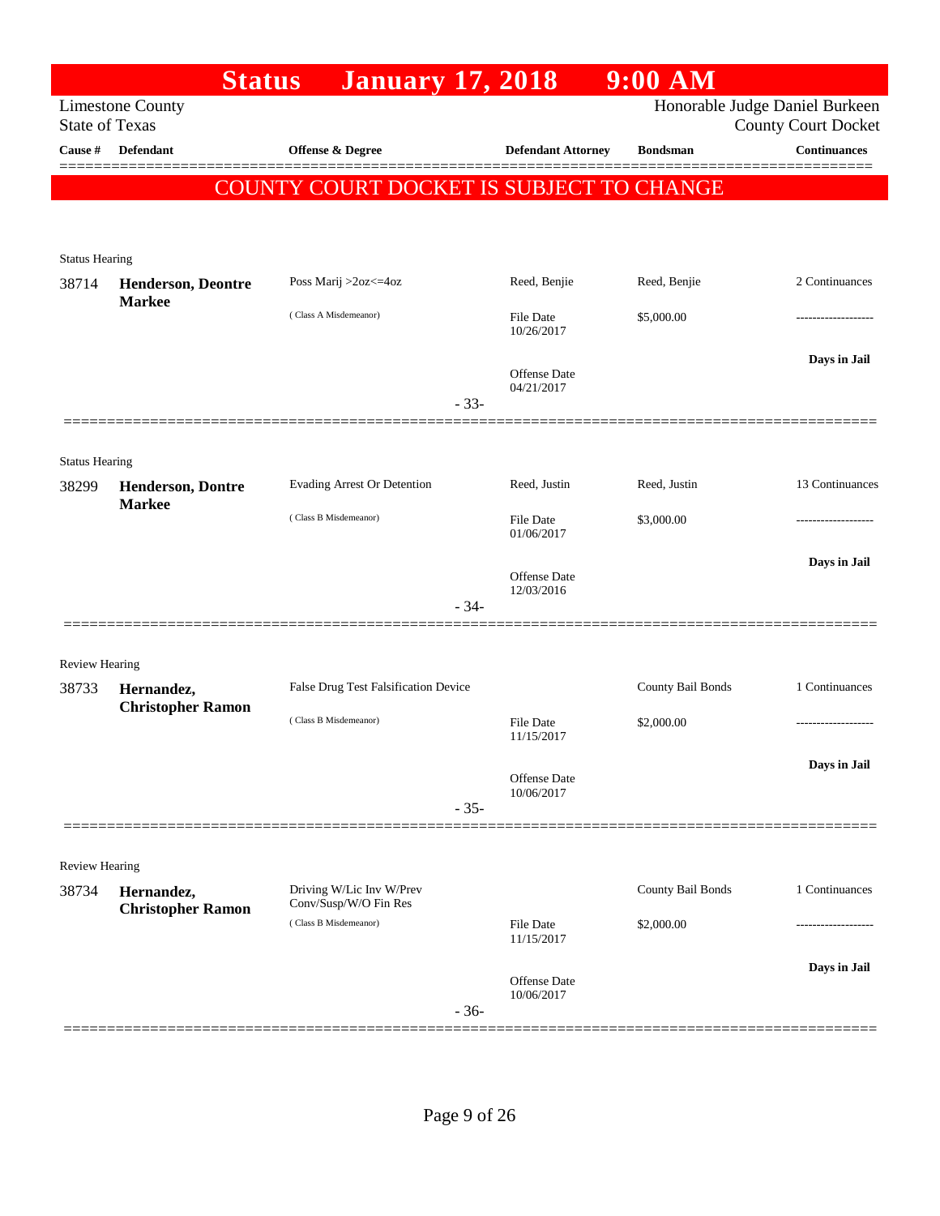# Status January 17, 2018 9:00 AM

Limestone County
State of Texas

Honorable Judge Daniel Burkeen
County Court Docket

| Cause # | Defendant | Offense & Degree | Defendant Attorney | Bondsman | Continuances |
|---|---|---|---|---|---|

**COUNTY COURT DOCKET IS SUBJECT TO CHANGE**

---

Status Hearing

| Cause # | Defendant | Offense & Degree | Defendant Attorney | Bondsman | Continuances |
|---|---|---|---|---|---|
| 38714 | **Henderson, Deontre Markee** | Poss Marij >2oz<=4oz (Class A Misdemeanor) | Reed, Benjie | Reed, Benjie | 2 Continuances |
| | | | File Date 10/26/2017 | $5,000.00 | ------------------- |
| | | | Offense Date 04/21/2017 | | **Days in Jail** |

- 33-

---

Status Hearing

| Cause # | Defendant | Offense & Degree | Defendant Attorney | Bondsman | Continuances |
|---|---|---|---|---|---|
| 38299 | **Henderson, Dontre Markee** | Evading Arrest Or Detention (Class B Misdemeanor) | Reed, Justin | Reed, Justin | 13 Continuances |
| | | | File Date 01/06/2017 | $3,000.00 | ------------------- |
| | | | Offense Date 12/03/2016 | | **Days in Jail** |

- 34-

---

Review Hearing

| Cause # | Defendant | Offense & Degree | Defendant Attorney | Bondsman | Continuances |
|---|---|---|---|---|---|
| 38733 | **Hernandez, Christopher Ramon** | False Drug Test Falsification Device (Class B Misdemeanor) | | County Bail Bonds | 1 Continuances |
| | | | File Date 11/15/2017 | $2,000.00 | ------------------- |
| | | | Offense Date 10/06/2017 | | **Days in Jail** |

- 35-

---

Review Hearing

| Cause # | Defendant | Offense & Degree | Defendant Attorney | Bondsman | Continuances |
|---|---|---|---|---|---|
| 38734 | **Hernandez, Christopher Ramon** | Driving W/Lic Inv W/Prev Conv/Susp/W/O Fin Res (Class B Misdemeanor) | | County Bail Bonds | 1 Continuances |
| | | | File Date 11/15/2017 | $2,000.00 | ------------------- |
| | | | Offense Date 10/06/2017 | | **Days in Jail** |

- 36-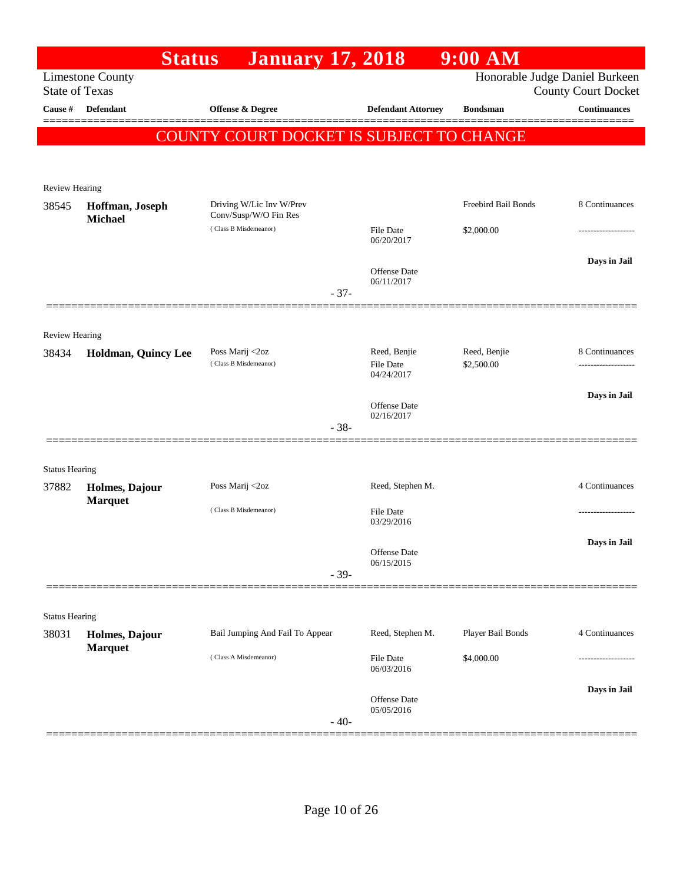# Status January 17, 2018 9:00 AM

Limestone County
State of Texas

Honorable Judge Daniel Burkeen
County Court Docket

| Cause # | Defendant | Offense & Degree | Defendant Attorney | Bondsman | Continuances |
|---|---|---|---|---|---|

## COUNTY COURT DOCKET IS SUBJECT TO CHANGE

Review Hearing

| Cause # | Defendant | Offense & Degree | Defendant Attorney | Bondsman | Continuances |
|---|---|---|---|---|---|
| 38545 | **Hoffman, Joseph Michael** | Driving W/Lic Inv W/Prev Conv/Susp/W/O Fin Res (Class B Misdemeanor) | File Date 06/20/2017 Offense Date 06/11/2017 | Freebird Bail Bonds $2,000.00 | 8 Continuances ------------------- **Days in Jail** |

- 37-

Review Hearing

| Cause # | Defendant | Offense & Degree | Defendant Attorney | Bondsman | Continuances |
|---|---|---|---|---|---|
| 38434 | **Holdman, Quincy Lee** | Poss Marij <2oz (Class B Misdemeanor) | Reed, Benjie File Date 04/24/2017 Offense Date 02/16/2017 | Reed, Benjie $2,500.00 | 8 Continuances ------------------- **Days in Jail** |

- 38-

Status Hearing

| Cause # | Defendant | Offense & Degree | Defendant Attorney | Bondsman | Continuances |
|---|---|---|---|---|---|
| 37882 | **Holmes, Dajour Marquet** | Poss Marij <2oz (Class B Misdemeanor) | Reed, Stephen M. File Date 03/29/2016 Offense Date 06/15/2015 | | 4 Continuances ------------------- **Days in Jail** |

- 39-

Status Hearing

| Cause # | Defendant | Offense & Degree | Defendant Attorney | Bondsman | Continuances |
|---|---|---|---|---|---|
| 38031 | **Holmes, Dajour Marquet** | Bail Jumping And Fail To Appear (Class A Misdemeanor) | Reed, Stephen M. File Date 06/03/2016 Offense Date 05/05/2016 | Player Bail Bonds $4,000.00 | 4 Continuances ------------------- **Days in Jail** |

- 40-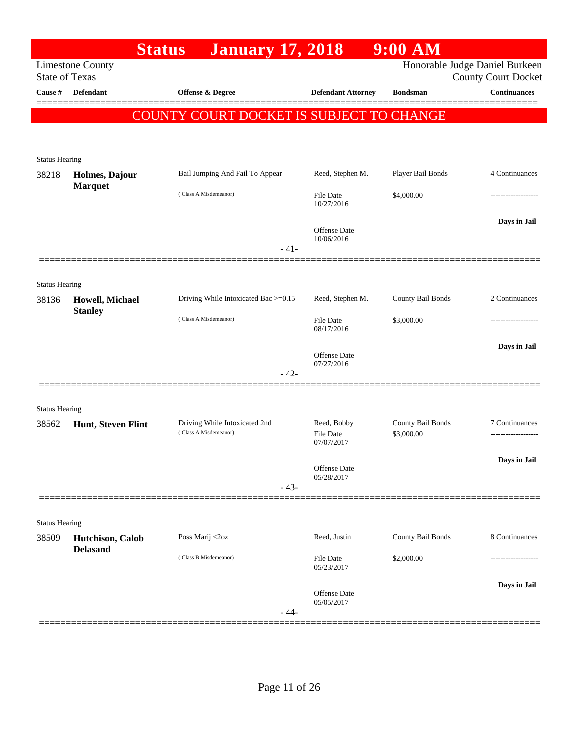# Status January 17, 2018 9:00 AM

Limestone County
State of Texas

Honorable Judge Daniel Burkeen
County Court Docket

| Cause # | Defendant | Offense & Degree | Defendant Attorney | Bondsman | Continuances |
|---|---|---|---|---|---|

**COUNTY COURT DOCKET IS SUBJECT TO CHANGE**

---

Status Hearing

| Cause # | Defendant | Offense & Degree | Defendant Attorney | Bondsman | Continuances |
|---|---|---|---|---|---|
| 38218 | **Holmes, Dajour Marquet** | Bail Jumping And Fail To Appear (Class A Misdemeanor) | Reed, Stephen M. | Player Bail Bonds | 4 Continuances |
| | | | File Date 10/27/2016 | $4,000.00 | ------------------- |
| | | | Offense Date 10/06/2016 | | **Days in Jail** |

- 41-

---

Status Hearing

| Cause # | Defendant | Offense & Degree | Defendant Attorney | Bondsman | Continuances |
|---|---|---|---|---|---|
| 38136 | **Howell, Michael Stanley** | Driving While Intoxicated Bac >=0.15 (Class A Misdemeanor) | Reed, Stephen M. | County Bail Bonds | 2 Continuances |
| | | | File Date 08/17/2016 | $3,000.00 | ------------------- |
| | | | Offense Date 07/27/2016 | | **Days in Jail** |

- 42-

---

Status Hearing

| Cause # | Defendant | Offense & Degree | Defendant Attorney | Bondsman | Continuances |
|---|---|---|---|---|---|
| 38562 | **Hunt, Steven Flint** | Driving While Intoxicated 2nd (Class A Misdemeanor) | Reed, Bobby | County Bail Bonds | 7 Continuances |
| | | | File Date 07/07/2017 | $3,000.00 | ------------------- |
| | | | Offense Date 05/28/2017 | | **Days in Jail** |

- 43-

---

Status Hearing

| Cause # | Defendant | Offense & Degree | Defendant Attorney | Bondsman | Continuances |
|---|---|---|---|---|---|
| 38509 | **Hutchison, Calob Delasand** | Poss Marij <2oz (Class B Misdemeanor) | Reed, Justin | County Bail Bonds | 8 Continuances |
| | | | File Date 05/23/2017 | $2,000.00 | ------------------- |
| | | | Offense Date 05/05/2017 | | **Days in Jail** |

- 44-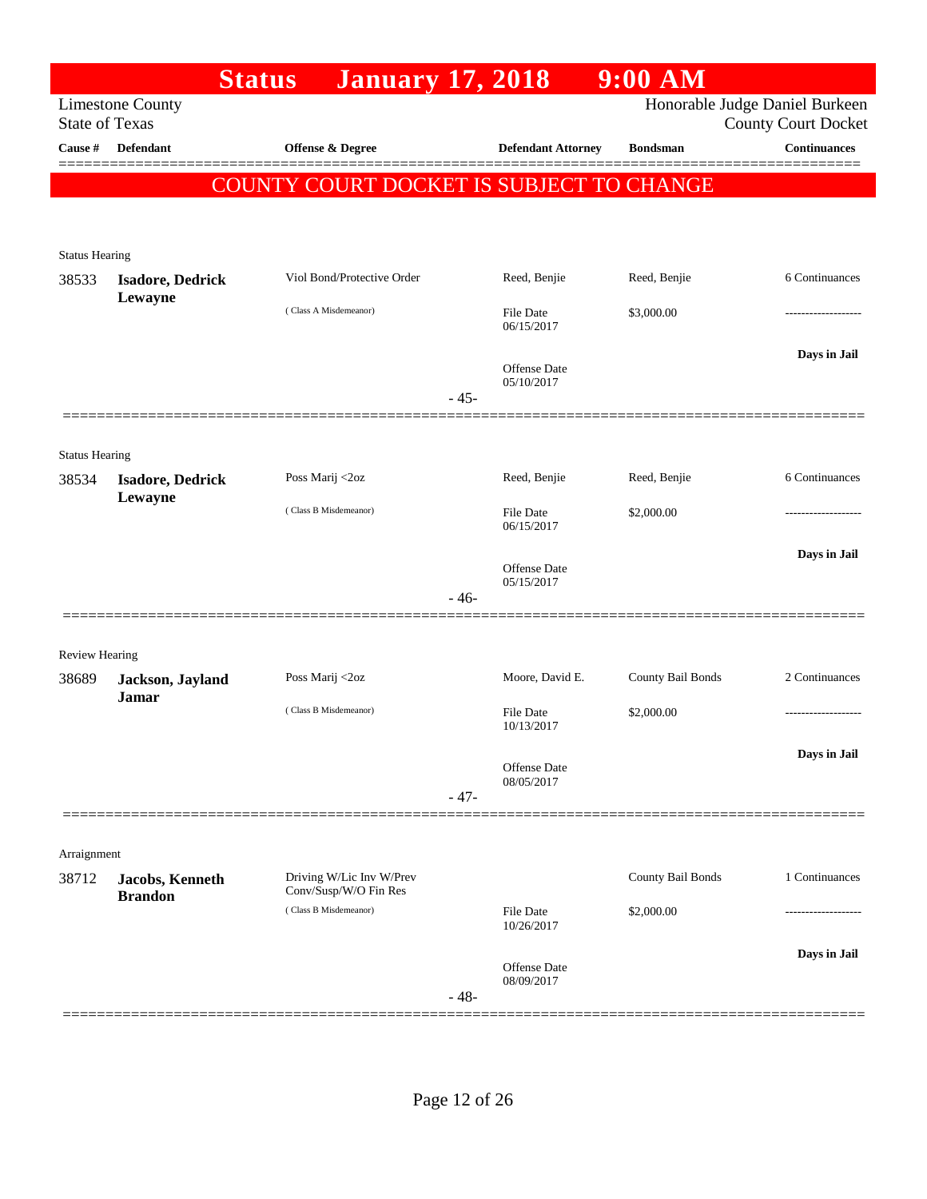# Status January 17, 2018 9:00 AM

Limestone County
State of Texas

Honorable Judge Daniel Burkeen
County Court Docket

| Cause # | Defendant | Offense & Degree | Defendant Attorney | Bondsman | Continuances |
|---|---|---|---|---|---|

**COUNTY COURT DOCKET IS SUBJECT TO CHANGE**

Status Hearing

| Cause # | Defendant | Offense & Degree | Defendant Attorney | Bondsman | Continuances |
|---|---|---|---|---|---|
| 38533 | **Isadore, Dedrick Lewayne** | Viol Bond/Protective Order | Reed, Benjie | Reed, Benjie | 6 Continuances |
| | | ( Class A Misdemeanor) | File Date 06/15/2017 | $3,000.00 | ------------------- |
| | | | Offense Date 05/10/2017 | | **Days in Jail** |

- 45-

Status Hearing

| Cause # | Defendant | Offense & Degree | Defendant Attorney | Bondsman | Continuances |
|---|---|---|---|---|---|
| 38534 | **Isadore, Dedrick Lewayne** | Poss Marij <2oz | Reed, Benjie | Reed, Benjie | 6 Continuances |
| | | ( Class B Misdemeanor) | File Date 06/15/2017 | $2,000.00 | ------------------- |
| | | | Offense Date 05/15/2017 | | **Days in Jail** |

- 46-

Review Hearing

| Cause # | Defendant | Offense & Degree | Defendant Attorney | Bondsman | Continuances |
|---|---|---|---|---|---|
| 38689 | **Jackson, Jayland Jamar** | Poss Marij <2oz | Moore, David E. | County Bail Bonds | 2 Continuances |
| | | ( Class B Misdemeanor) | File Date 10/13/2017 | $2,000.00 | ------------------- |
| | | | Offense Date 08/05/2017 | | **Days in Jail** |

- 47-

Arraignment

| Cause # | Defendant | Offense & Degree | Defendant Attorney | Bondsman | Continuances |
|---|---|---|---|---|---|
| 38712 | **Jacobs, Kenneth Brandon** | Driving W/Lic Inv W/Prev Conv/Susp/W/O Fin Res | | County Bail Bonds | 1 Continuances |
| | | ( Class B Misdemeanor) | File Date 10/26/2017 | $2,000.00 | ------------------- |
| | | | Offense Date 08/09/2017 | | **Days in Jail** |

- 48-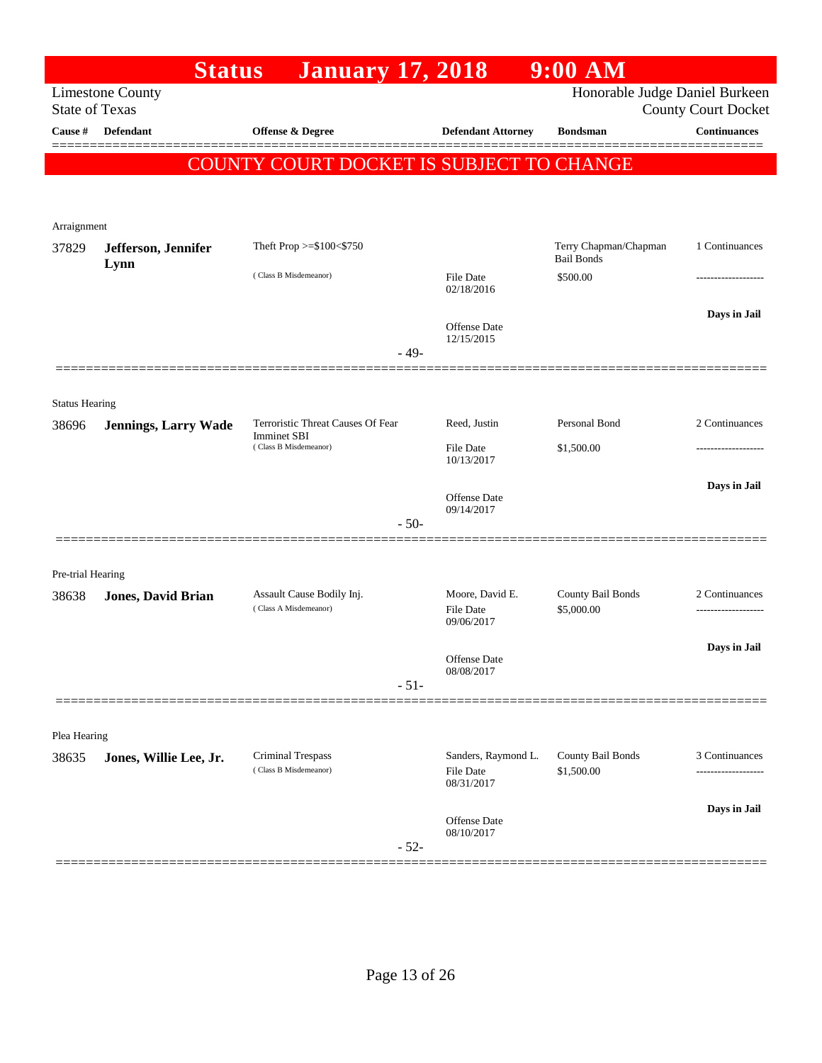# Status January 17, 2018 9:00 AM

Limestone County
State of Texas

Honorable Judge Daniel Burkeen
County Court Docket

| Cause # | Defendant | Offense & Degree | Defendant Attorney | Bondsman | Continuances |
|---|---|---|---|---|---|

**COUNTY COURT DOCKET IS SUBJECT TO CHANGE**

Arraignment

| Cause # | Defendant | Offense & Degree | Defendant Attorney | Bondsman | Continuances |
|---|---|---|---|---|---|
| 37829 | **Jefferson, Jennifer Lynn** | Theft Prop >=$100<$750 ( Class B Misdemeanor) | File Date 02/18/2016 Offense Date 12/15/2015 | Terry Chapman/Chapman Bail Bonds $500.00 | 1 Continuances ------------------- **Days in Jail** |

- 49-

Status Hearing

| Cause # | Defendant | Offense & Degree | Defendant Attorney | Bondsman | Continuances |
|---|---|---|---|---|---|
| 38696 | **Jennings, Larry Wade** | Terroristic Threat Causes Of Fear Imminet SBI ( Class B Misdemeanor) | Reed, Justin File Date 10/13/2017 Offense Date 09/14/2017 | Personal Bond $1,500.00 | 2 Continuances ------------------- **Days in Jail** |

- 50-

Pre-trial Hearing

| Cause # | Defendant | Offense & Degree | Defendant Attorney | Bondsman | Continuances |
|---|---|---|---|---|---|
| 38638 | **Jones, David Brian** | Assault Cause Bodily Inj. ( Class A Misdemeanor) | Moore, David E. File Date 09/06/2017 Offense Date 08/08/2017 | County Bail Bonds $5,000.00 | 2 Continuances ------------------- **Days in Jail** |

- 51-

Plea Hearing

| Cause # | Defendant | Offense & Degree | Defendant Attorney | Bondsman | Continuances |
|---|---|---|---|---|---|
| 38635 | **Jones, Willie Lee, Jr.** | Criminal Trespass ( Class B Misdemeanor) | Sanders, Raymond L. File Date 08/31/2017 Offense Date 08/10/2017 | County Bail Bonds $1,500.00 | 3 Continuances ------------------- **Days in Jail** |

- 52-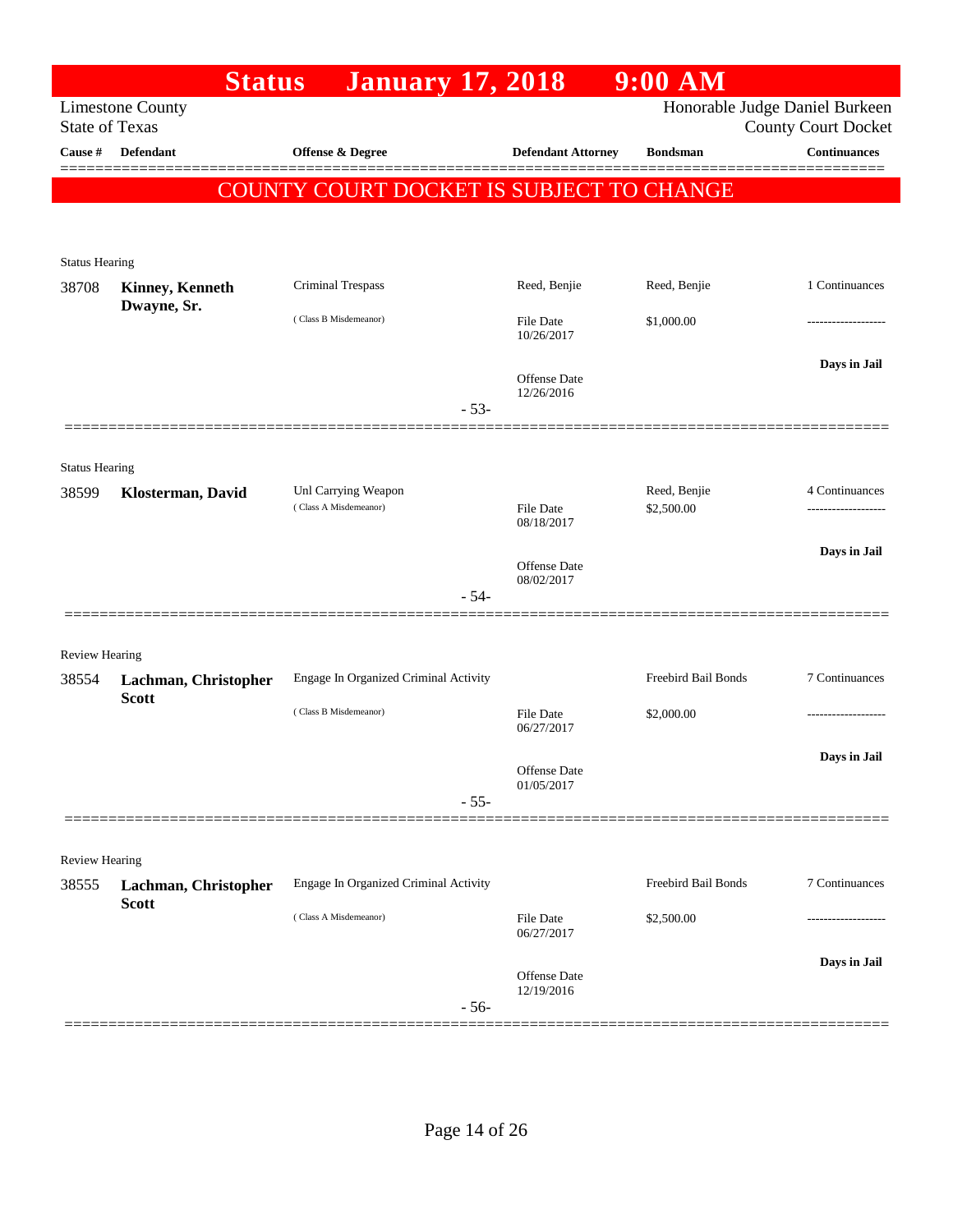# Status January 17, 2018 9:00 AM

Limestone County
State of Texas

Honorable Judge Daniel Burkeen
County Court Docket

| Cause # | Defendant | Offense & Degree | Defendant Attorney | Bondsman | Continuances |
|---|---|---|---|---|---|

**COUNTY COURT DOCKET IS SUBJECT TO CHANGE**

Status Hearing

| Cause # | Defendant | Offense & Degree | Defendant Attorney | Bondsman | Continuances |
|---|---|---|---|---|---|
| 38708 | **Kinney, Kenneth Dwayne, Sr.** | Criminal Trespass | Reed, Benjie | Reed, Benjie | 1 Continuances |
| | | (Class B Misdemeanor) | File Date 10/26/2017 | $1,000.00 | ------------------- |
| | | | Offense Date 12/26/2016 | | **Days in Jail** |

- 53-

Status Hearing

| Cause # | Defendant | Offense & Degree | Defendant Attorney | Bondsman | Continuances |
|---|---|---|---|---|---|
| 38599 | **Klosterman, David** | Unl Carrying Weapon | | Reed, Benjie | 4 Continuances |
| | | (Class A Misdemeanor) | File Date 08/18/2017 | $2,500.00 | ------------------- |
| | | | Offense Date 08/02/2017 | | **Days in Jail** |

- 54-

Review Hearing

| Cause # | Defendant | Offense & Degree | Defendant Attorney | Bondsman | Continuances |
|---|---|---|---|---|---|
| 38554 | **Lachman, Christopher Scott** | Engage In Organized Criminal Activity | | Freebird Bail Bonds | 7 Continuances |
| | | (Class B Misdemeanor) | File Date 06/27/2017 | $2,000.00 | ------------------- |
| | | | Offense Date 01/05/2017 | | **Days in Jail** |

- 55-

Review Hearing

| Cause # | Defendant | Offense & Degree | Defendant Attorney | Bondsman | Continuances |
|---|---|---|---|---|---|
| 38555 | **Lachman, Christopher Scott** | Engage In Organized Criminal Activity | | Freebird Bail Bonds | 7 Continuances |
| | | (Class A Misdemeanor) | File Date 06/27/2017 | $2,500.00 | ------------------- |
| | | | Offense Date 12/19/2016 | | **Days in Jail** |

- 56-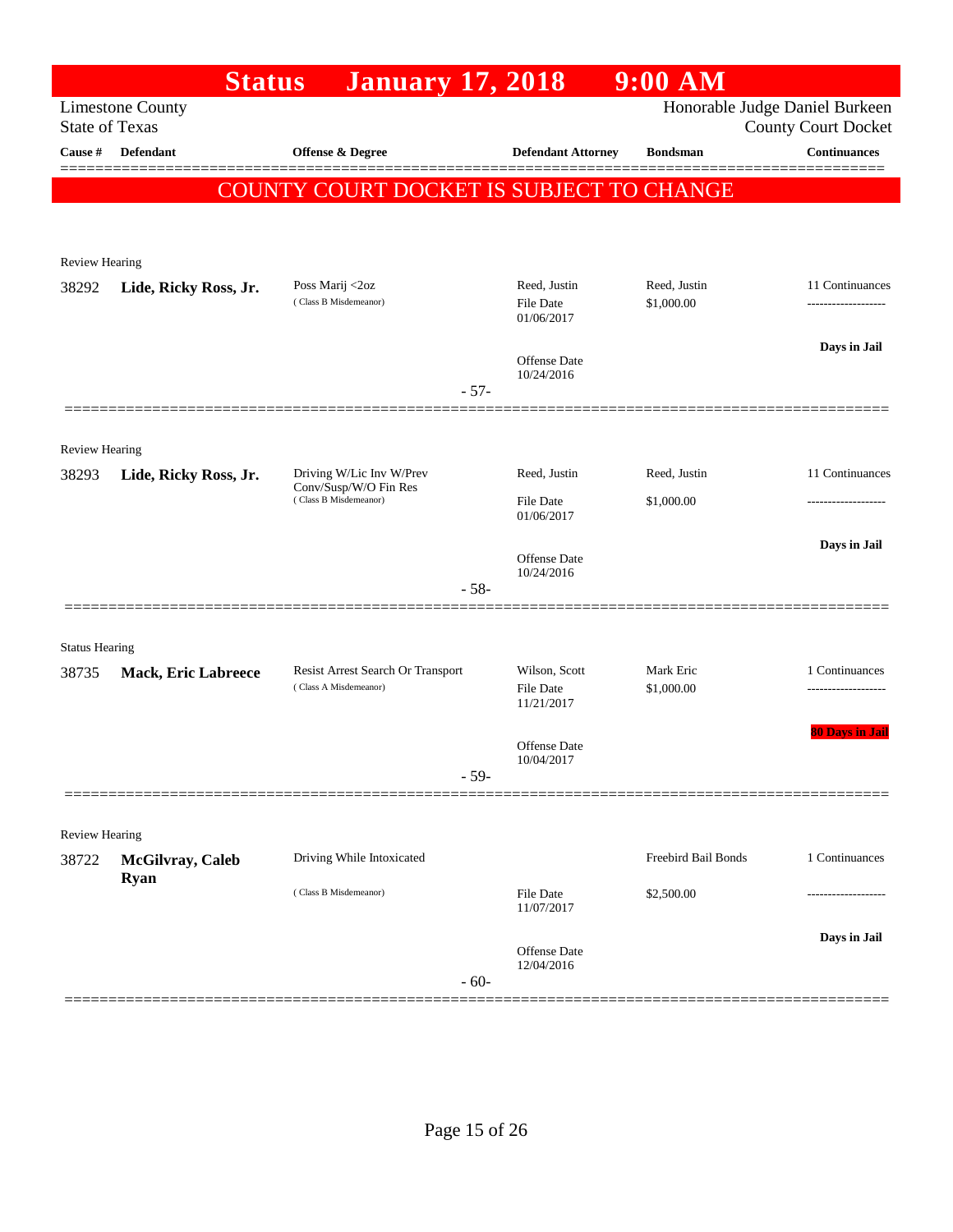# Status January 17, 2018 9:00 AM

Limestone County
State of Texas

Honorable Judge Daniel Burkeen
County Court Docket

| Cause # | Defendant | Offense & Degree | Defendant Attorney | Bondsman | Continuances |
|---|---|---|---|---|---|

**COUNTY COURT DOCKET IS SUBJECT TO CHANGE**

---

Review Hearing

| Cause # | Defendant | Offense & Degree | Defendant Attorney | Bondsman | Continuances |
|---|---|---|---|---|---|
| 38292 | **Lide, Ricky Ross, Jr.** | Poss Marij <2oz (Class B Misdemeanor) | Reed, Justin<br>File Date 01/06/2017<br>Offense Date 10/24/2016 | Reed, Justin<br>$1,000.00 | 11 Continuances<br>-------------------<br>**Days in Jail** |

- 57-

---

Review Hearing

| Cause # | Defendant | Offense & Degree | Defendant Attorney | Bondsman | Continuances |
|---|---|---|---|---|---|
| 38293 | **Lide, Ricky Ross, Jr.** | Driving W/Lic Inv W/Prev Conv/Susp/W/O Fin Res (Class B Misdemeanor) | Reed, Justin<br>File Date 01/06/2017<br>Offense Date 10/24/2016 | Reed, Justin<br>$1,000.00 | 11 Continuances<br>-------------------<br>**Days in Jail** |

- 58-

---

Status Hearing

| Cause # | Defendant | Offense & Degree | Defendant Attorney | Bondsman | Continuances |
|---|---|---|---|---|---|
| 38735 | **Mack, Eric Labreece** | Resist Arrest Search Or Transport (Class A Misdemeanor) | Wilson, Scott<br>File Date 11/21/2017<br>Offense Date 10/04/2017 | Mark Eric<br>$1,000.00 | 1 Continuances<br>-------------------<br>**80 Days in Jail** |

- 59-

---

Review Hearing

| Cause # | Defendant | Offense & Degree | Defendant Attorney | Bondsman | Continuances |
|---|---|---|---|---|---|
| 38722 | **McGilvray, Caleb Ryan** | Driving While Intoxicated (Class B Misdemeanor) | File Date 11/07/2017<br>Offense Date 12/04/2016 | Freebird Bail Bonds<br>$2,500.00 | 1 Continuances<br>-------------------<br>**Days in Jail** |

- 60-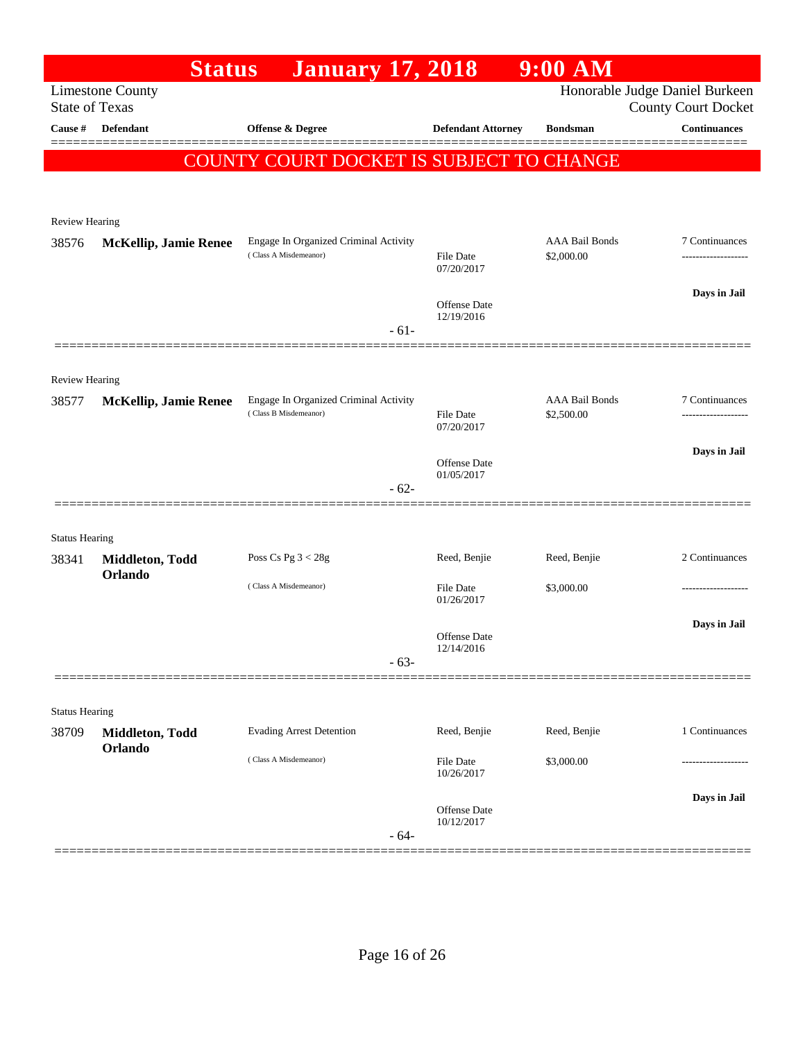# Status January 17, 2018 9:00 AM

Limestone County
State of Texas

Honorable Judge Daniel Burkeen
County Court Docket

| Cause # | Defendant | Offense & Degree | Defendant Attorney | Bondsman | Continuances |
|---|---|---|---|---|---|

**COUNTY COURT DOCKET IS SUBJECT TO CHANGE**

Review Hearing

| Cause # | Defendant | Offense & Degree | Defendant Attorney | Bondsman | Continuances |
|---|---|---|---|---|---|
| 38576 | **McKellip, Jamie Renee** | Engage In Organized Criminal Activity (Class A Misdemeanor) | File Date 07/20/2017<br>Offense Date 12/19/2016 | AAA Bail Bonds<br>$2,000.00 | 7 Continuances<br>-------------------<br>**Days in Jail** |

- 61-

Review Hearing

| Cause # | Defendant | Offense & Degree | Defendant Attorney | Bondsman | Continuances |
|---|---|---|---|---|---|
| 38577 | **McKellip, Jamie Renee** | Engage In Organized Criminal Activity (Class B Misdemeanor) | File Date 07/20/2017<br>Offense Date 01/05/2017 | AAA Bail Bonds<br>$2,500.00 | 7 Continuances<br>-------------------<br>**Days in Jail** |

- 62-

Status Hearing

| Cause # | Defendant | Offense & Degree | Defendant Attorney | Bondsman | Continuances |
|---|---|---|---|---|---|
| 38341 | **Middleton, Todd Orlando** | Poss Cs Pg 3 < 28g (Class A Misdemeanor) | Reed, Benjie<br>File Date 01/26/2017<br>Offense Date 12/14/2016 | Reed, Benjie<br>$3,000.00 | 2 Continuances<br>-------------------<br>**Days in Jail** |

- 63-

Status Hearing

| Cause # | Defendant | Offense & Degree | Defendant Attorney | Bondsman | Continuances |
|---|---|---|---|---|---|
| 38709 | **Middleton, Todd Orlando** | Evading Arrest Detention (Class A Misdemeanor) | Reed, Benjie<br>File Date 10/26/2017<br>Offense Date 10/12/2017 | Reed, Benjie<br>$3,000.00 | 1 Continuances<br>-------------------<br>**Days in Jail** |

- 64-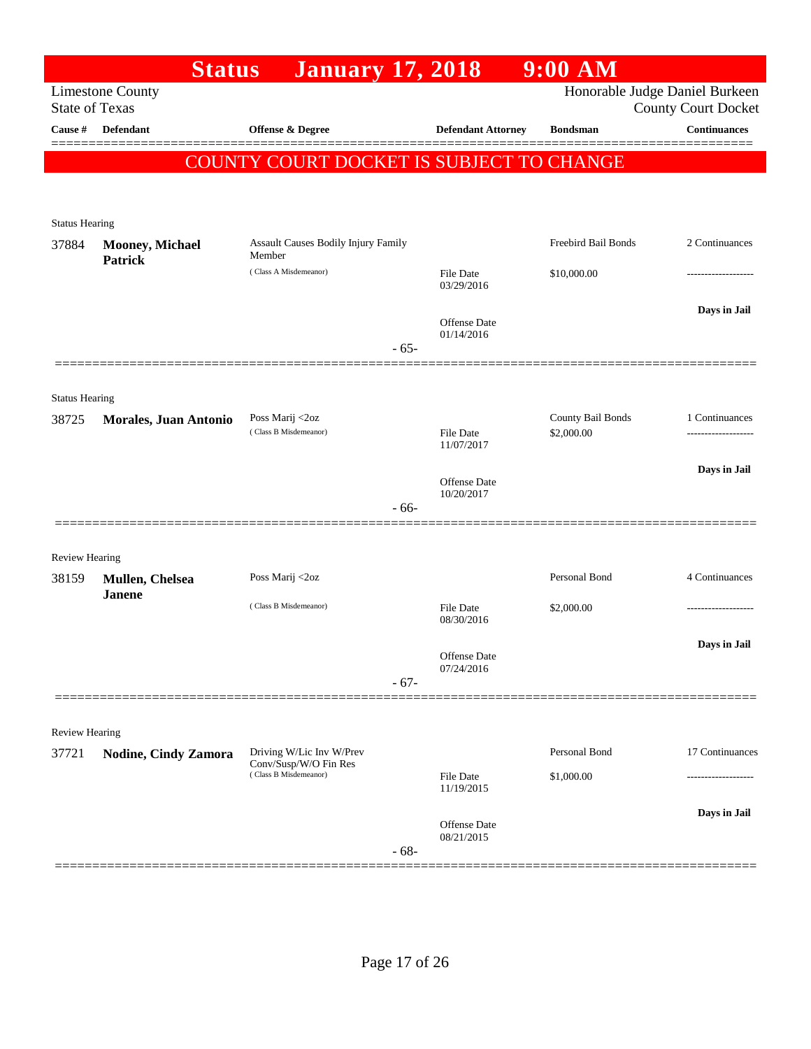# Status January 17, 2018 9:00 AM

Limestone County
State of Texas

Honorable Judge Daniel Burkeen
County Court Docket

**COUNTY COURT DOCKET IS SUBJECT TO CHANGE**

| Cause # | Defendant | Offense & Degree | Defendant Attorney | Bondsman | Continuances |
|---|---|---|---|---|---|
| **Status Hearing** | | | | | |
| 37884 | **Mooney, Michael Patrick** | Assault Causes Bodily Injury Family Member (Class A Misdemeanor) | File Date 03/29/2016; Offense Date 01/14/2016 | Freebird Bail Bonds $10,000.00 | 2 Continuances; Days in Jail |
| | | - 65- | | | |
| **Status Hearing** | | | | | |
| 38725 | **Morales, Juan Antonio** | Poss Marij <2oz (Class B Misdemeanor) | File Date 11/07/2017; Offense Date 10/20/2017 | County Bail Bonds $2,000.00 | 1 Continuances; Days in Jail |
| | | - 66- | | | |
| **Review Hearing** | | | | | |
| 38159 | **Mullen, Chelsea Janene** | Poss Marij <2oz (Class B Misdemeanor) | File Date 08/30/2016; Offense Date 07/24/2016 | Personal Bond $2,000.00 | 4 Continuances; Days in Jail |
| | | - 67- | | | |
| **Review Hearing** | | | | | |
| 37721 | **Nodine, Cindy Zamora** | Driving W/Lic Inv W/Prev Conv/Susp/W/O Fin Res (Class B Misdemeanor) | File Date 11/19/2015; Offense Date 08/21/2015 | Personal Bond $1,000.00 | 17 Continuances; Days in Jail |
| | | - 68- | | | |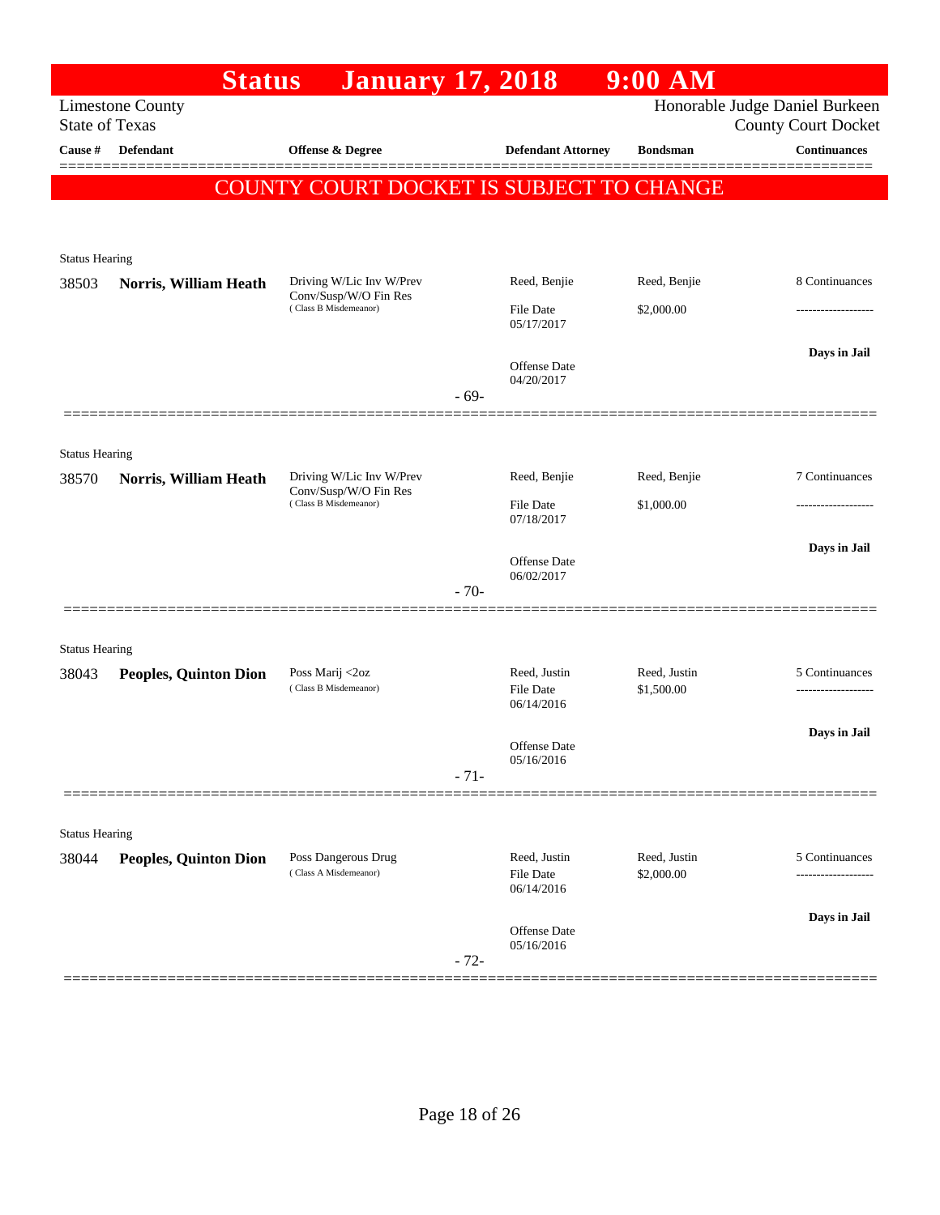# Status January 17, 2018 9:00 AM

Limestone County
State of Texas

Honorable Judge Daniel Burkeen
County Court Docket

**COUNTY COURT DOCKET IS SUBJECT TO CHANGE**

| Cause # | Defendant | Offense & Degree | Defendant Attorney | Bondsman | Continuances |
|---|---|---|---|---|---|
| Status Hearing | | | | | |
| 38503 | **Norris, William Heath** | Driving W/Lic Inv W/Prev Conv/Susp/W/O Fin Res (Class B Misdemeanor) | Reed, Benjie<br>File Date 05/17/2017<br>Offense Date 04/20/2017 | Reed, Benjie<br>$2,000.00 | 8 Continuances<br>-------------------<br>**Days in Jail** |
| | | | - 69- | | |
| Status Hearing | | | | | |
| 38570 | **Norris, William Heath** | Driving W/Lic Inv W/Prev Conv/Susp/W/O Fin Res (Class B Misdemeanor) | Reed, Benjie<br>File Date 07/18/2017<br>Offense Date 06/02/2017 | Reed, Benjie<br>$1,000.00 | 7 Continuances<br>-------------------<br>**Days in Jail** |
| | | | - 70- | | |
| Status Hearing | | | | | |
| 38043 | **Peoples, Quinton Dion** | Poss Marij <2oz (Class B Misdemeanor) | Reed, Justin<br>File Date 06/14/2016<br>Offense Date 05/16/2016 | Reed, Justin<br>$1,500.00 | 5 Continuances<br>-------------------<br>**Days in Jail** |
| | | | - 71- | | |
| Status Hearing | | | | | |
| 38044 | **Peoples, Quinton Dion** | Poss Dangerous Drug (Class A Misdemeanor) | Reed, Justin<br>File Date 06/14/2016<br>Offense Date 05/16/2016 | Reed, Justin<br>$2,000.00 | 5 Continuances<br>-------------------<br>**Days in Jail** |
| | | | - 72- | | |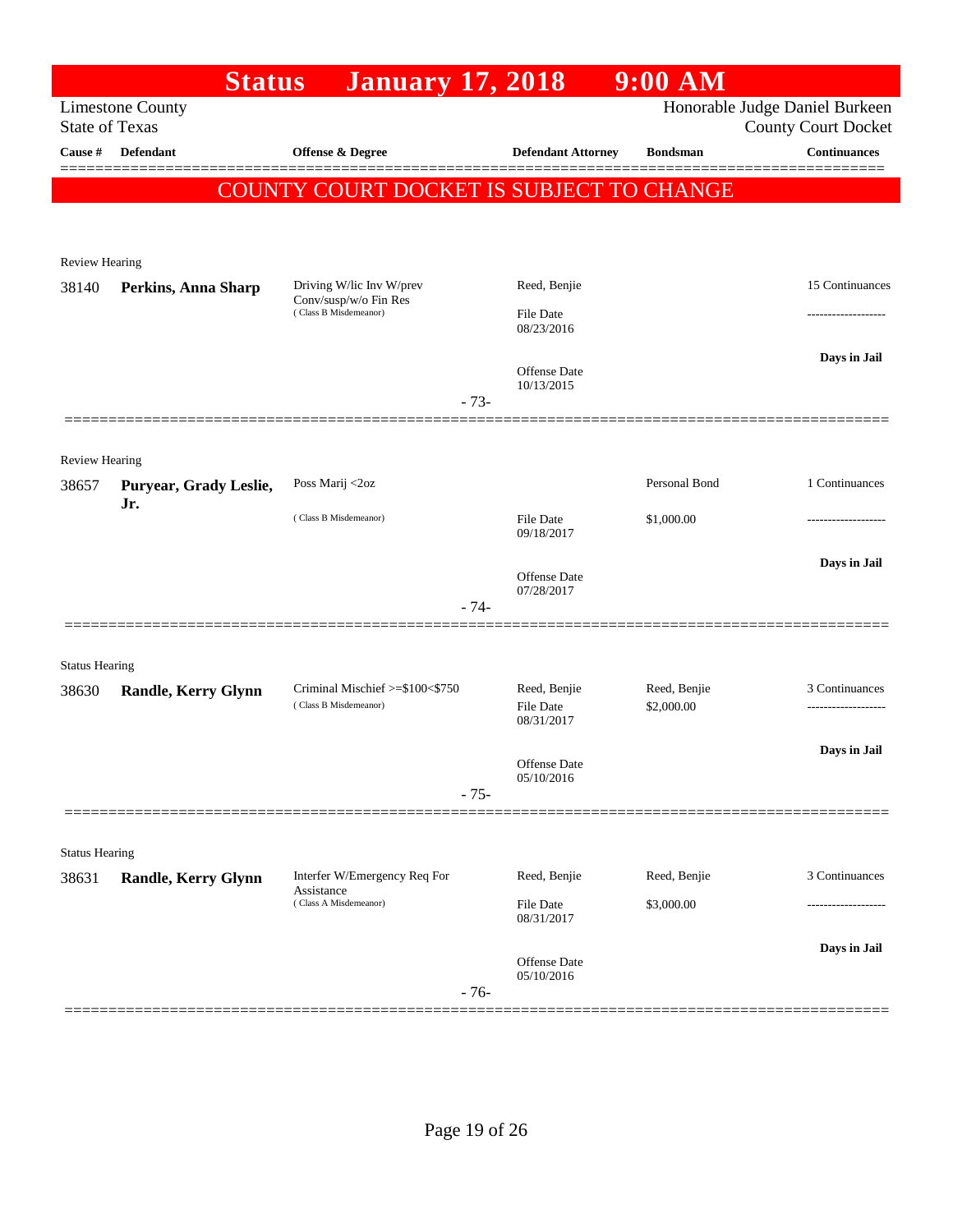# Status January 17, 2018 9:00 AM

Limestone County
State of Texas

Honorable Judge Daniel Burkeen
County Court Docket

**COUNTY COURT DOCKET IS SUBJECT TO CHANGE**

| Cause # | Defendant | Offense & Degree | Defendant Attorney | Bondsman | Continuances |
|---|---|---|---|---|---|
| Review Hearing | | | | | |
| 38140 | **Perkins, Anna Sharp** | Driving W/lic Inv W/prev Conv/susp/w/o Fin Res (Class B Misdemeanor) | Reed, Benjie<br>File Date 08/23/2016<br>Offense Date 10/13/2015 | | 15 Continuances<br>-------------------<br>**Days in Jail** |
| | | | - 73- | | |
| Review Hearing | | | | | |
| 38657 | **Puryear, Grady Leslie, Jr.** | Poss Marij <2oz (Class B Misdemeanor) | File Date 09/18/2017<br>Offense Date 07/28/2017 | Personal Bond<br>$1,000.00 | 1 Continuances<br>-------------------<br>**Days in Jail** |
| | | | - 74- | | |
| Status Hearing | | | | | |
| 38630 | **Randle, Kerry Glynn** | Criminal Mischief >=$100<$750 (Class B Misdemeanor) | Reed, Benjie<br>File Date 08/31/2017<br>Offense Date 05/10/2016 | Reed, Benjie<br>$2,000.00 | 3 Continuances<br>-------------------<br>**Days in Jail** |
| | | | - 75- | | |
| Status Hearing | | | | | |
| 38631 | **Randle, Kerry Glynn** | Interfer W/Emergency Req For Assistance (Class A Misdemeanor) | Reed, Benjie<br>File Date 08/31/2017<br>Offense Date 05/10/2016 | Reed, Benjie<br>$3,000.00 | 3 Continuances<br>-------------------<br>**Days in Jail** |
| | | | - 76- | | |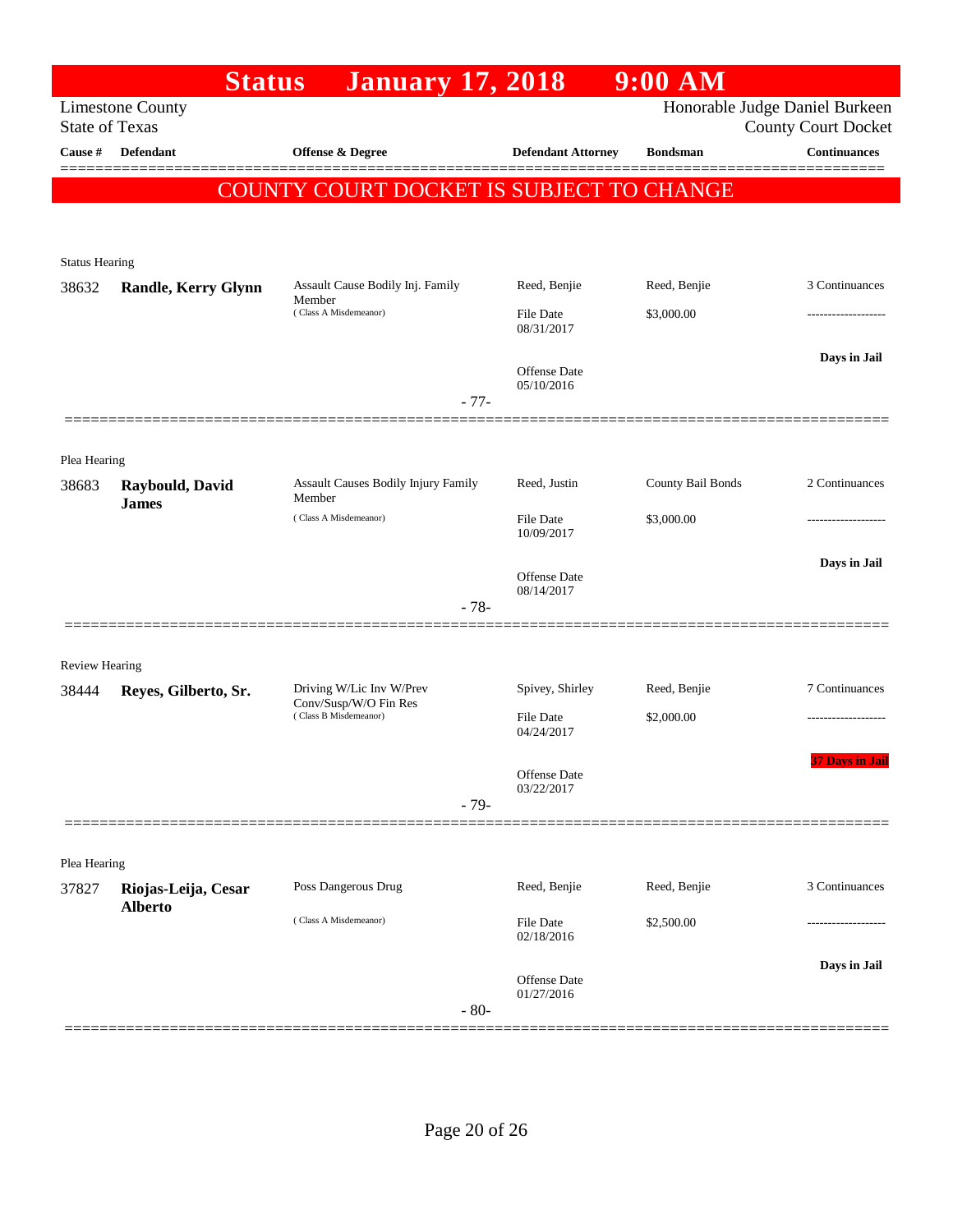# Status January 17, 2018 9:00 AM

Limestone County
State of Texas

Honorable Judge Daniel Burkeen
County Court Docket

| Cause # | Defendant | Offense & Degree | Defendant Attorney | Bondsman | Continuances |
|---|---|---|---|---|---|

**COUNTY COURT DOCKET IS SUBJECT TO CHANGE**

Status Hearing

| Cause # | Defendant | Offense & Degree | Defendant Attorney | Bondsman | Continuances |
|---|---|---|---|---|---|
| 38632 | **Randle, Kerry Glynn** | Assault Cause Bodily Inj. Family Member (Class A Misdemeanor) | Reed, Benjie | Reed, Benjie | 3 Continuances |
| | | | File Date 08/31/2017 | $3,000.00 | ------------------- |
| | | | Offense Date 05/10/2016 | | **Days in Jail** |

-77-

Plea Hearing

| Cause # | Defendant | Offense & Degree | Defendant Attorney | Bondsman | Continuances |
|---|---|---|---|---|---|
| 38683 | **Raybould, David James** | Assault Causes Bodily Injury Family Member (Class A Misdemeanor) | Reed, Justin | County Bail Bonds | 2 Continuances |
| | | | File Date 10/09/2017 | $3,000.00 | ------------------- |
| | | | Offense Date 08/14/2017 | | **Days in Jail** |

-78-

Review Hearing

| Cause # | Defendant | Offense & Degree | Defendant Attorney | Bondsman | Continuances |
|---|---|---|---|---|---|
| 38444 | **Reyes, Gilberto, Sr.** | Driving W/Lic Inv W/Prev Conv/Susp/W/O Fin Res (Class B Misdemeanor) | Spivey, Shirley | Reed, Benjie | 7 Continuances |
| | | | File Date 04/24/2017 | $2,000.00 | ------------------- |
| | | | Offense Date 03/22/2017 | | **37 Days in Jail** |

-79-

Plea Hearing

| Cause # | Defendant | Offense & Degree | Defendant Attorney | Bondsman | Continuances |
|---|---|---|---|---|---|
| 37827 | **Riojas-Leija, Cesar Alberto** | Poss Dangerous Drug (Class A Misdemeanor) | Reed, Benjie | Reed, Benjie | 3 Continuances |
| | | | File Date 02/18/2016 | $2,500.00 | ------------------- |
| | | | Offense Date 01/27/2016 | | **Days in Jail** |

-80-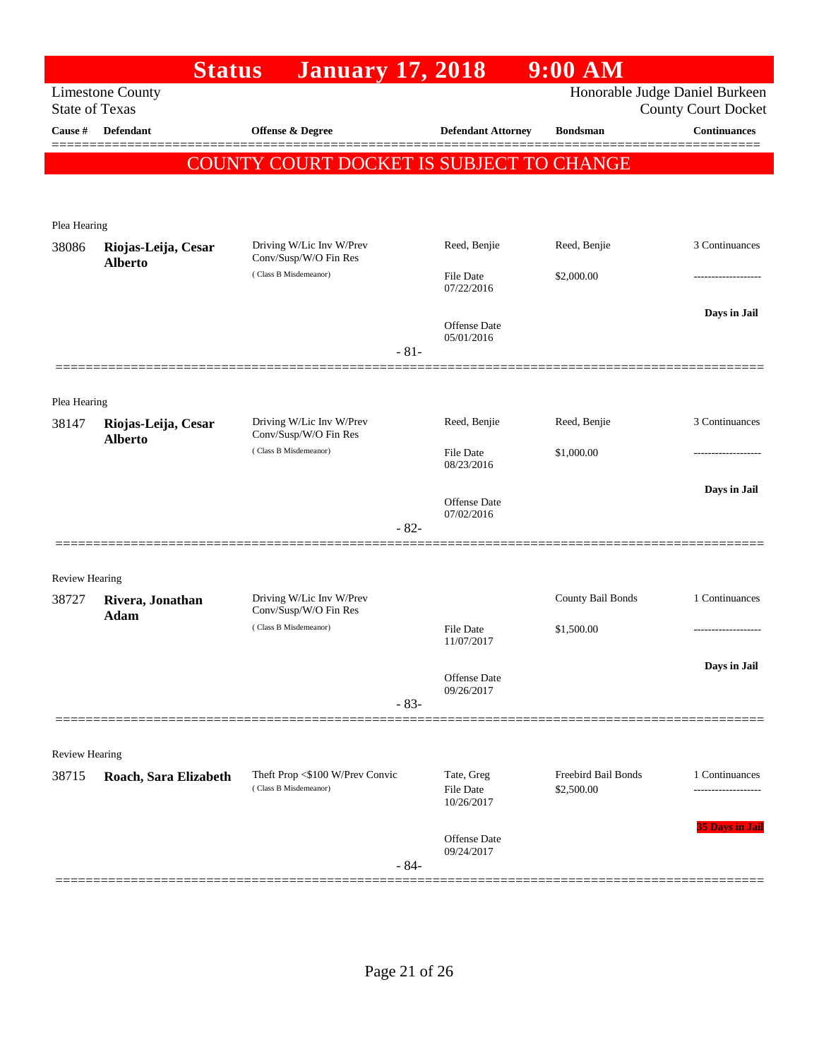# Status January 17, 2018 9:00 AM

Limestone County
State of Texas

Honorable Judge Daniel Burkeen
County Court Docket

| Cause # | Defendant | Offense & Degree | Defendant Attorney | Bondsman | Continuances |
|---|---|---|---|---|---|

**COUNTY COURT DOCKET IS SUBJECT TO CHANGE**

Plea Hearing

| Cause # | Defendant | Offense & Degree | Defendant Attorney | Bondsman | Continuances |
|---|---|---|---|---|---|
| 38086 | **Riojas-Leija, Cesar Alberto** | Driving W/Lic Inv W/Prev Conv/Susp/W/O Fin Res (Class B Misdemeanor) | Reed, Benjie | Reed, Benjie | 3 Continuances |
| | | | File Date 07/22/2016 | $2,000.00 | ------------------- |
| | | | Offense Date 05/01/2016 | | Days in Jail |

- 81-

Plea Hearing

| Cause # | Defendant | Offense & Degree | Defendant Attorney | Bondsman | Continuances |
|---|---|---|---|---|---|
| 38147 | **Riojas-Leija, Cesar Alberto** | Driving W/Lic Inv W/Prev Conv/Susp/W/O Fin Res (Class B Misdemeanor) | Reed, Benjie | Reed, Benjie | 3 Continuances |
| | | | File Date 08/23/2016 | $1,000.00 | ------------------- |
| | | | Offense Date 07/02/2016 | | Days in Jail |

- 82-

Review Hearing

| Cause # | Defendant | Offense & Degree | Defendant Attorney | Bondsman | Continuances |
|---|---|---|---|---|---|
| 38727 | **Rivera, Jonathan Adam** | Driving W/Lic Inv W/Prev Conv/Susp/W/O Fin Res (Class B Misdemeanor) | | County Bail Bonds | 1 Continuances |
| | | | File Date 11/07/2017 | $1,500.00 | ------------------- |
| | | | Offense Date 09/26/2017 | | Days in Jail |

- 83-

Review Hearing

| Cause # | Defendant | Offense & Degree | Defendant Attorney | Bondsman | Continuances |
|---|---|---|---|---|---|
| 38715 | **Roach, Sara Elizabeth** | Theft Prop <$100 W/Prev Convic (Class B Misdemeanor) | Tate, Greg | Freebird Bail Bonds | 1 Continuances |
| | | | File Date 10/26/2017 | $2,500.00 | ------------------- |
| | | | Offense Date 09/24/2017 | | 35 Days in Jail |

- 84-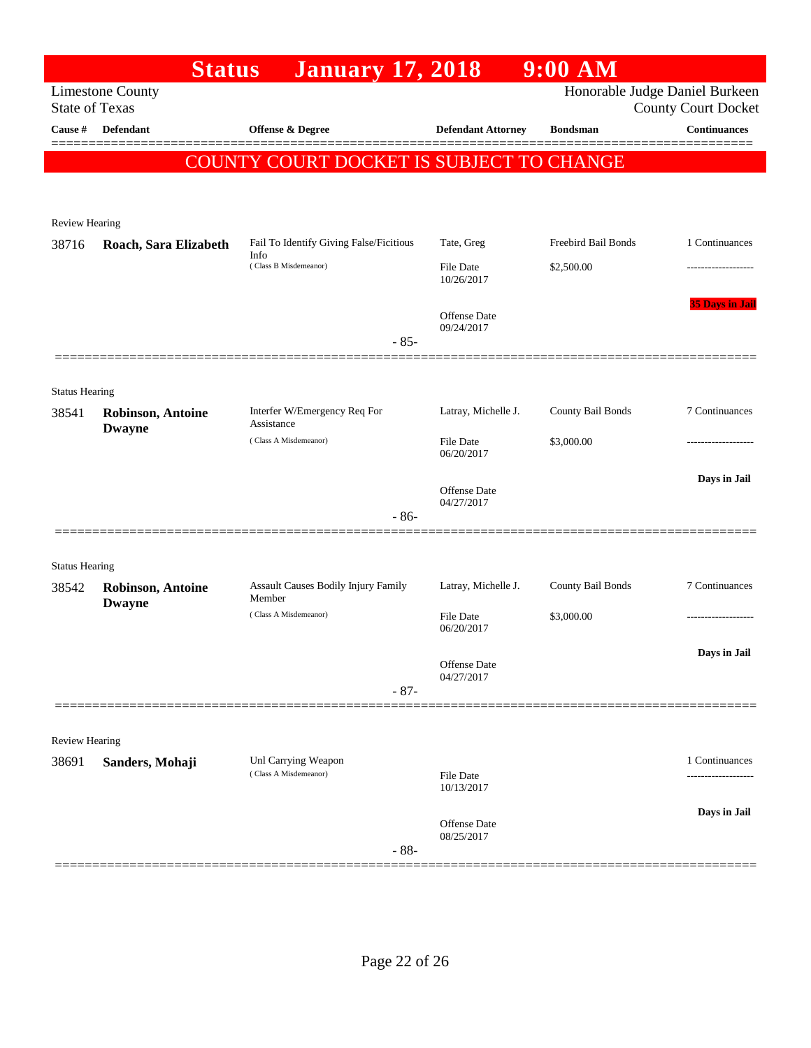# Status January 17, 2018 9:00 AM

Limestone County
State of Texas

Honorable Judge Daniel Burkeen
County Court Docket

| Cause # | Defendant | Offense & Degree | Defendant Attorney | Bondsman | Continuances |
|---|---|---|---|---|---|

**COUNTY COURT DOCKET IS SUBJECT TO CHANGE**

Review Hearing

| Cause # | Defendant | Offense & Degree | Defendant Attorney | Bondsman | Continuances |
|---|---|---|---|---|---|
| 38716 | **Roach, Sara Elizabeth** | Fail To Identify Giving False/Ficitious Info (Class B Misdemeanor) | Tate, Greg | Freebird Bail Bonds | 1 Continuances |
| | | | File Date 10/26/2017 | $2,500.00 | ------------------- |
| | | | Offense Date 09/24/2017 | | 35 Days in Jail |

- 85-

Status Hearing

| Cause # | Defendant | Offense & Degree | Defendant Attorney | Bondsman | Continuances |
|---|---|---|---|---|---|
| 38541 | **Robinson, Antoine Dwayne** | Interfer W/Emergency Req For Assistance (Class A Misdemeanor) | Latray, Michelle J. | County Bail Bonds | 7 Continuances |
| | | | File Date 06/20/2017 | $3,000.00 | ------------------- |
| | | | Offense Date 04/27/2017 | | Days in Jail |

- 86-

Status Hearing

| Cause # | Defendant | Offense & Degree | Defendant Attorney | Bondsman | Continuances |
|---|---|---|---|---|---|
| 38542 | **Robinson, Antoine Dwayne** | Assault Causes Bodily Injury Family Member (Class A Misdemeanor) | Latray, Michelle J. | County Bail Bonds | 7 Continuances |
| | | | File Date 06/20/2017 | $3,000.00 | ------------------- |
| | | | Offense Date 04/27/2017 | | Days in Jail |

- 87-

Review Hearing

| Cause # | Defendant | Offense & Degree | Defendant Attorney | Bondsman | Continuances |
|---|---|---|---|---|---|
| 38691 | **Sanders, Mohaji** | Unl Carrying Weapon (Class A Misdemeanor) | | | 1 Continuances |
| | | | File Date 10/13/2017 | | ------------------- |
| | | | Offense Date 08/25/2017 | | Days in Jail |

- 88-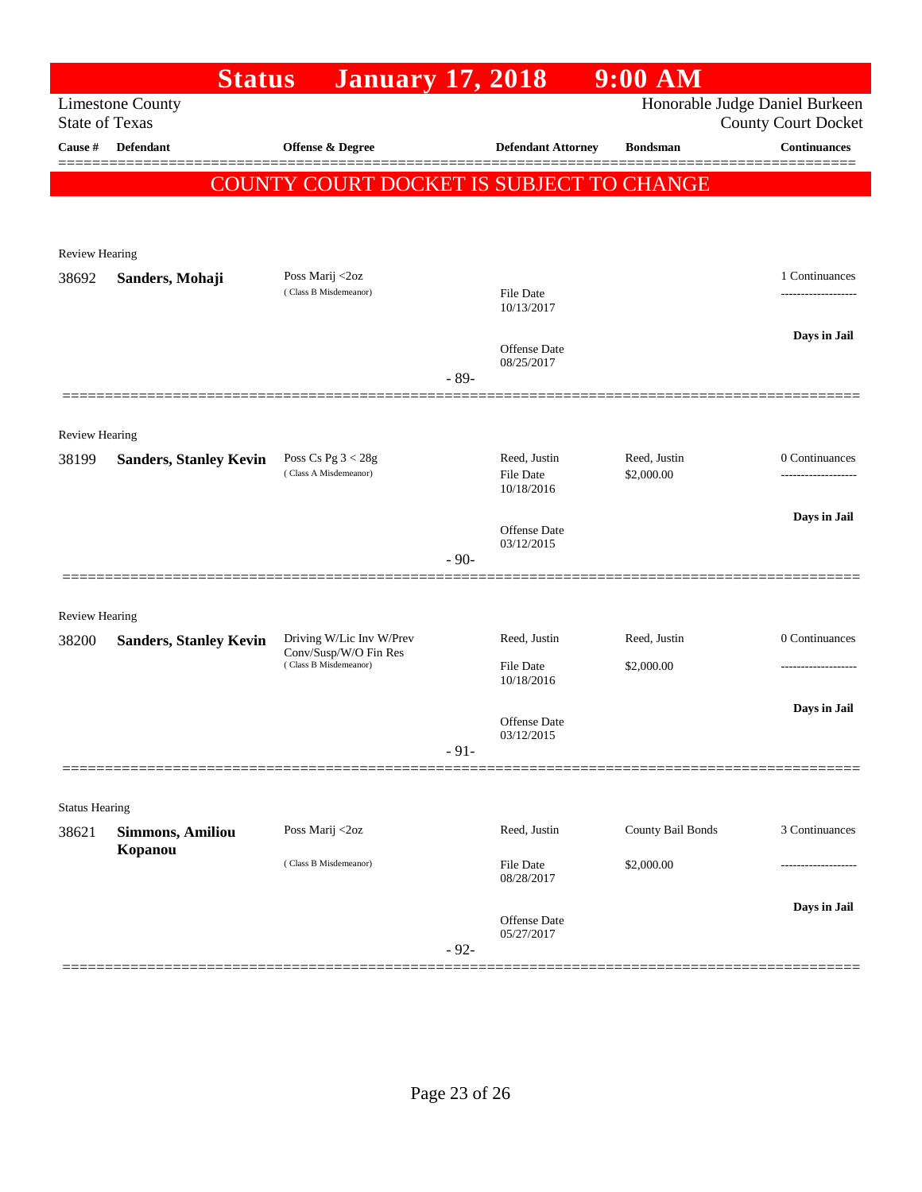# Status January 17, 2018 9:00 AM

Limestone County
State of Texas

Honorable Judge Daniel Burkeen
County Court Docket

| Cause # | Defendant | Offense & Degree | Defendant Attorney | Bondsman | Continuances |
|---|---|---|---|---|---|

**COUNTY COURT DOCKET IS SUBJECT TO CHANGE**

---

Review Hearing

| Cause # | Defendant | Offense & Degree | Defendant Attorney | Bondsman | Continuances |
|---|---|---|---|---|---|
| 38692 | **Sanders, Mohaji** | Poss Marij <2oz (Class B Misdemeanor) | File Date 10/13/2017; Offense Date 08/25/2017 | | 1 Continuances; Days in Jail |

- 89-

---

Review Hearing

| Cause # | Defendant | Offense & Degree | Defendant Attorney | Bondsman | Continuances |
|---|---|---|---|---|---|
| 38199 | **Sanders, Stanley Kevin** | Poss Cs Pg 3 < 28g (Class A Misdemeanor) | Reed, Justin; File Date 10/18/2016; Offense Date 03/12/2015 | Reed, Justin; $2,000.00 | 0 Continuances; Days in Jail |

- 90-

---

Review Hearing

| Cause # | Defendant | Offense & Degree | Defendant Attorney | Bondsman | Continuances |
|---|---|---|---|---|---|
| 38200 | **Sanders, Stanley Kevin** | Driving W/Lic Inv W/Prev Conv/Susp/W/O Fin Res (Class B Misdemeanor) | Reed, Justin; File Date 10/18/2016; Offense Date 03/12/2015 | Reed, Justin; $2,000.00 | 0 Continuances; Days in Jail |

- 91-

---

Status Hearing

| Cause # | Defendant | Offense & Degree | Defendant Attorney | Bondsman | Continuances |
|---|---|---|---|---|---|
| 38621 | **Simmons, Amiliou Kopanou** | Poss Marij <2oz (Class B Misdemeanor) | Reed, Justin; File Date 08/28/2017; Offense Date 05/27/2017 | County Bail Bonds; $2,000.00 | 3 Continuances; Days in Jail |

- 92-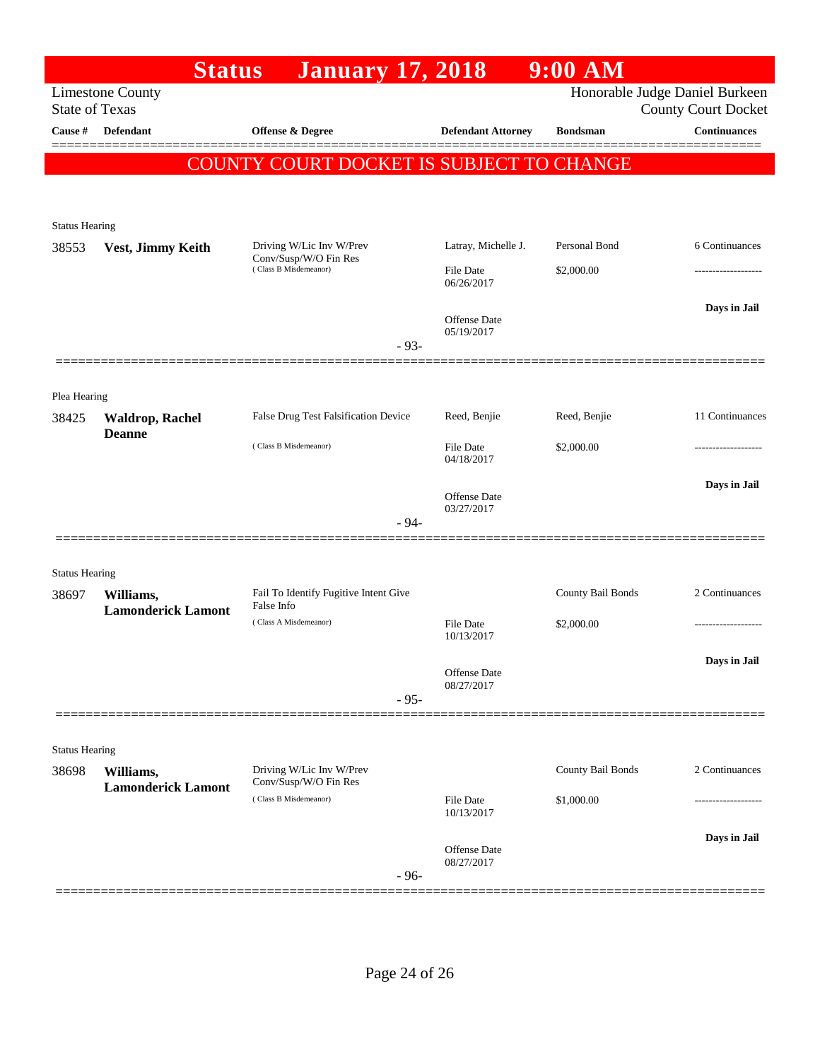# Status January 17, 2018 9:00 AM

Limestone County
State of Texas

Honorable Judge Daniel Burkeen
County Court Docket

| Cause # | Defendant | Offense & Degree | Defendant Attorney | Bondsman | Continuances |
|---|---|---|---|---|---|

**COUNTY COURT DOCKET IS SUBJECT TO CHANGE**

Status Hearing

| 38553 | **Vest, Jimmy Keith** | Driving W/Lic Inv W/Prev Conv/Susp/W/O Fin Res (Class B Misdemeanor) | Latray, Michelle J. | Personal Bond | 6 Continuances |
|---|---|---|---|---|---|
| | | | File Date 06/26/2017 | $2,000.00 | ------------------- |
| | | | Offense Date 05/19/2017 | | **Days in Jail** |

- 93-

Plea Hearing

| 38425 | **Waldrop, Rachel Deanne** | False Drug Test Falsification Device (Class B Misdemeanor) | Reed, Benjie | Reed, Benjie | 11 Continuances |
|---|---|---|---|---|---|
| | | | File Date 04/18/2017 | $2,000.00 | ------------------- |
| | | | Offense Date 03/27/2017 | | **Days in Jail** |

- 94-

Status Hearing

| 38697 | **Williams, Lamonderick Lamont** | Fail To Identify Fugitive Intent Give False Info (Class A Misdemeanor) | | County Bail Bonds | 2 Continuances |
|---|---|---|---|---|---|
| | | | File Date 10/13/2017 | $2,000.00 | ------------------- |
| | | | Offense Date 08/27/2017 | | **Days in Jail** |

- 95-

Status Hearing

| 38698 | **Williams, Lamonderick Lamont** | Driving W/Lic Inv W/Prev Conv/Susp/W/O Fin Res (Class B Misdemeanor) | | County Bail Bonds | 2 Continuances |
|---|---|---|---|---|---|
| | | | File Date 10/13/2017 | $1,000.00 | ------------------- |
| | | | Offense Date 08/27/2017 | | **Days in Jail** |

- 96-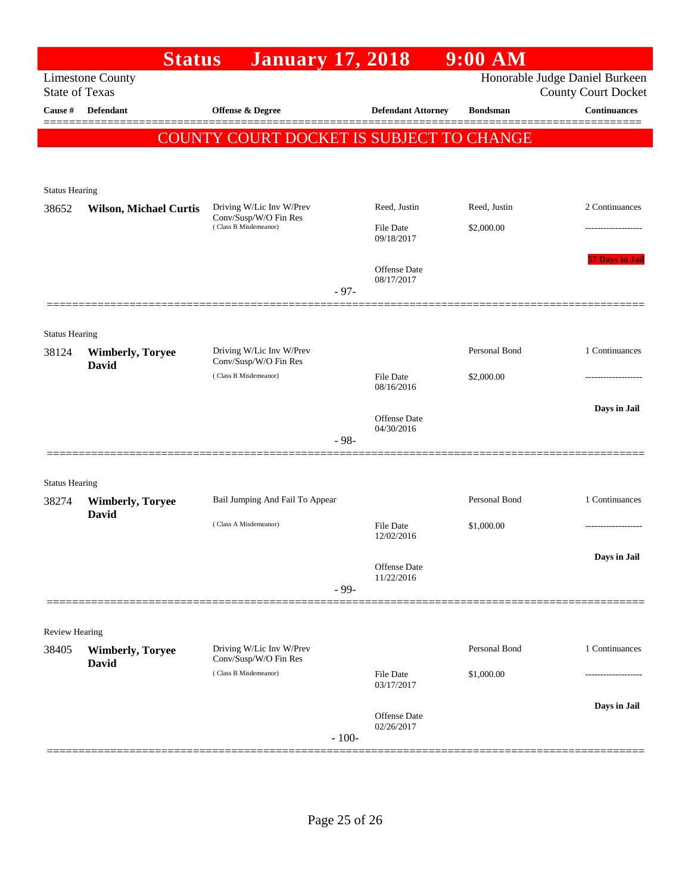# Status January 17, 2018 9:00 AM

Limestone County
State of Texas

Honorable Judge Daniel Burkeen
County Court Docket

| Cause # | Defendant | Offense & Degree | Defendant Attorney | Bondsman | Continuances |
|---|---|---|---|---|---|

**COUNTY COURT DOCKET IS SUBJECT TO CHANGE**

Status Hearing

| Cause # | Defendant | Offense & Degree | Defendant Attorney | Bondsman | Continuances |
|---|---|---|---|---|---|
| 38652 | **Wilson, Michael Curtis** | Driving W/Lic Inv W/Prev Conv/Susp/W/O Fin Res (Class B Misdemeanor) | Reed, Justin | Reed, Justin | 2 Continuances |
| | | | File Date 09/18/2017 | $2,000.00 | ------------------- |
| | | | Offense Date 08/17/2017 | | **57 Days in Jail** |

- 97-

Status Hearing

| Cause # | Defendant | Offense & Degree | Defendant Attorney | Bondsman | Continuances |
|---|---|---|---|---|---|
| 38124 | **Wimberly, Toryee David** | Driving W/Lic Inv W/Prev Conv/Susp/W/O Fin Res (Class B Misdemeanor) | | Personal Bond | 1 Continuances |
| | | | File Date 08/16/2016 | $2,000.00 | ------------------- |
| | | | Offense Date 04/30/2016 | | **Days in Jail** |

- 98-

Status Hearing

| Cause # | Defendant | Offense & Degree | Defendant Attorney | Bondsman | Continuances |
|---|---|---|---|---|---|
| 38274 | **Wimberly, Toryee David** | Bail Jumping And Fail To Appear (Class A Misdemeanor) | | Personal Bond | 1 Continuances |
| | | | File Date 12/02/2016 | $1,000.00 | ------------------- |
| | | | Offense Date 11/22/2016 | | **Days in Jail** |

- 99-

Review Hearing

| Cause # | Defendant | Offense & Degree | Defendant Attorney | Bondsman | Continuances |
|---|---|---|---|---|---|
| 38405 | **Wimberly, Toryee David** | Driving W/Lic Inv W/Prev Conv/Susp/W/O Fin Res (Class B Misdemeanor) | | Personal Bond | 1 Continuances |
| | | | File Date 03/17/2017 | $1,000.00 | ------------------- |
| | | | Offense Date 02/26/2017 | | **Days in Jail** |

- 100-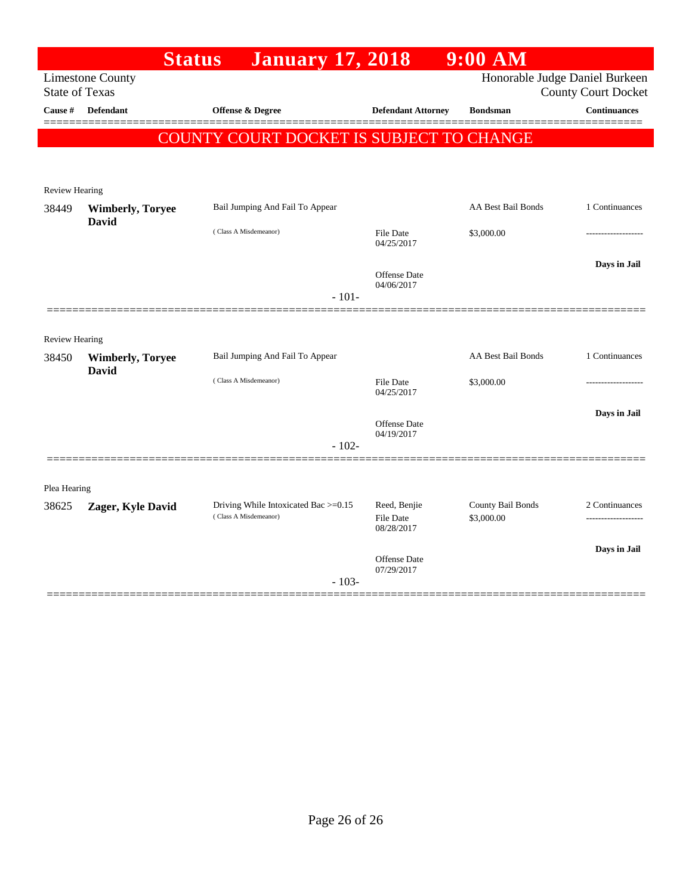# Status January 17, 2018 9:00 AM

Limestone County
State of Texas

Honorable Judge Daniel Burkeen
County Court Docket

| Cause # | Defendant | Offense & Degree | Defendant Attorney | Bondsman | Continuances |
|---|---|---|---|---|---|

## COUNTY COURT DOCKET IS SUBJECT TO CHANGE

Review Hearing

| Cause # | Defendant | Offense & Degree | Defendant Attorney | Bondsman | Continuances |
|---|---|---|---|---|---|
| 38449 | **Wimberly, Toryee David** | Bail Jumping And Fail To Appear<br>( Class A Misdemeanor) | File Date 04/25/2017<br>Offense Date 04/06/2017 | AA Best Bail Bonds<br>$3,000.00 | 1 Continuances<br>-------------------<br>**Days in Jail** |

- 101-

Review Hearing

| Cause # | Defendant | Offense & Degree | Defendant Attorney | Bondsman | Continuances |
|---|---|---|---|---|---|
| 38450 | **Wimberly, Toryee David** | Bail Jumping And Fail To Appear<br>( Class A Misdemeanor) | File Date 04/25/2017<br>Offense Date 04/19/2017 | AA Best Bail Bonds<br>$3,000.00 | 1 Continuances<br>-------------------<br>**Days in Jail** |

- 102-

Plea Hearing

| Cause # | Defendant | Offense & Degree | Defendant Attorney | Bondsman | Continuances |
|---|---|---|---|---|---|
| 38625 | **Zager, Kyle David** | Driving While Intoxicated Bac >=0.15<br>( Class A Misdemeanor) | Reed, Benjie<br>File Date 08/28/2017<br>Offense Date 07/29/2017 | County Bail Bonds<br>$3,000.00 | 2 Continuances<br>-------------------<br>**Days in Jail** |

- 103-